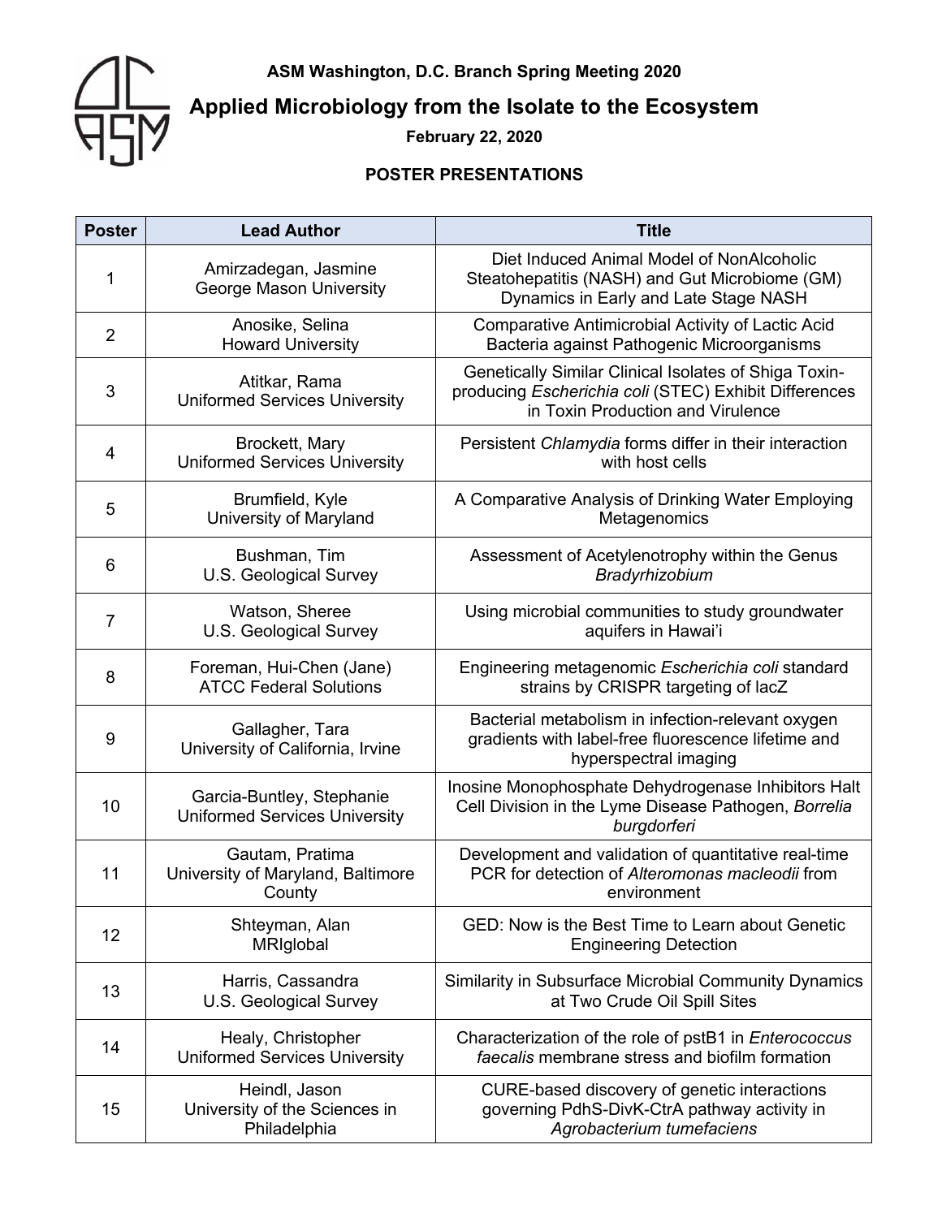**ASM Washington, D.C. Branch Spring Meeting 2020**

# Applied Microbiology from the Isolate to the Ecosystem

**February 22, 2020**

## POSTER PRESENTATIONS

| Poster | Lead Author | Title |
|---|---|---|
| 1 | Amirzadegan, Jasmine<br>George Mason University | Diet Induced Animal Model of NonAlcoholic Steatohepatitis (NASH) and Gut Microbiome (GM) Dynamics in Early and Late Stage NASH |
| 2 | Anosike, Selina<br>Howard University | Comparative Antimicrobial Activity of Lactic Acid Bacteria against Pathogenic Microorganisms |
| 3 | Atitkar, Rama<br>Uniformed Services University | Genetically Similar Clinical Isolates of Shiga Toxin-producing *Escherichia coli* (STEC) Exhibit Differences in Toxin Production and Virulence |
| 4 | Brockett, Mary<br>Uniformed Services University | Persistent *Chlamydia* forms differ in their interaction with host cells |
| 5 | Brumfield, Kyle<br>University of Maryland | A Comparative Analysis of Drinking Water Employing Metagenomics |
| 6 | Bushman, Tim<br>U.S. Geological Survey | Assessment of Acetylenotrophy within the Genus *Bradyrhizobium* |
| 7 | Watson, Sheree<br>U.S. Geological Survey | Using microbial communities to study groundwater aquifers in Hawai'i |
| 8 | Foreman, Hui-Chen (Jane)<br>ATCC Federal Solutions | Engineering metagenomic *Escherichia coli* standard strains by CRISPR targeting of lacZ |
| 9 | Gallagher, Tara<br>University of California, Irvine | Bacterial metabolism in infection-relevant oxygen gradients with label-free fluorescence lifetime and hyperspectral imaging |
| 10 | Garcia-Buntley, Stephanie<br>Uniformed Services University | Inosine Monophosphate Dehydrogenase Inhibitors Halt Cell Division in the Lyme Disease Pathogen, *Borrelia burgdorferi* |
| 11 | Gautam, Pratima<br>University of Maryland, Baltimore County | Development and validation of quantitative real-time PCR for detection of *Alteromonas macleodii* from environment |
| 12 | Shteyman, Alan<br>MRIglobal | GED: Now is the Best Time to Learn about Genetic Engineering Detection |
| 13 | Harris, Cassandra<br>U.S. Geological Survey | Similarity in Subsurface Microbial Community Dynamics at Two Crude Oil Spill Sites |
| 14 | Healy, Christopher<br>Uniformed Services University | Characterization of the role of pstB1 in *Enterococcus faecalis* membrane stress and biofilm formation |
| 15 | Heindl, Jason<br>University of the Sciences in Philadelphia | CURE-based discovery of genetic interactions governing PdhS-DivK-CtrA pathway activity in *Agrobacterium tumefaciens* |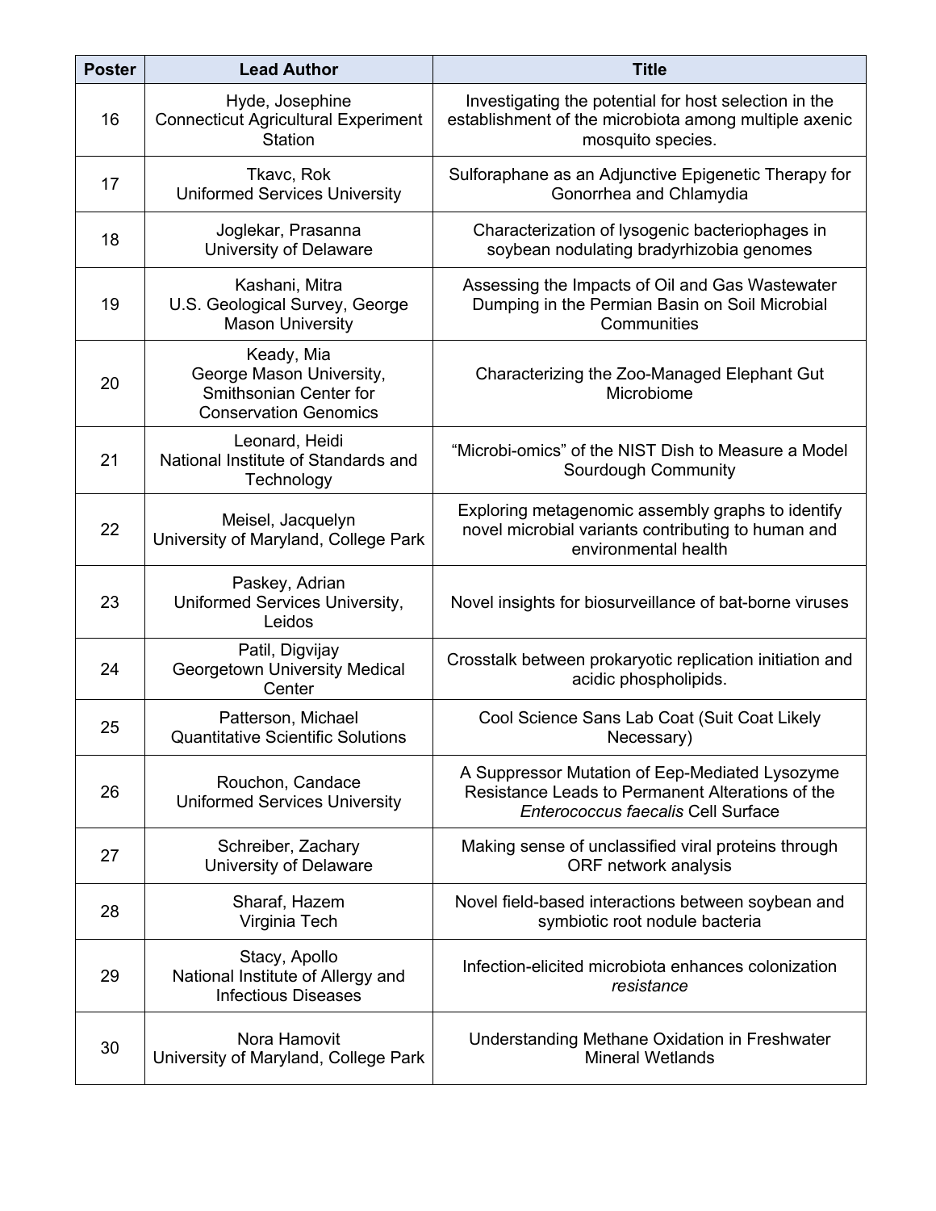| Poster | Lead Author | Title |
|---|---|---|
| 16 | Hyde, Josephine<br>Connecticut Agricultural Experiment Station | Investigating the potential for host selection in the establishment of the microbiota among multiple axenic mosquito species. |
| 17 | Tkavc, Rok<br>Uniformed Services University | Sulforaphane as an Adjunctive Epigenetic Therapy for Gonorrhea and Chlamydia |
| 18 | Joglekar, Prasanna<br>University of Delaware | Characterization of lysogenic bacteriophages in soybean nodulating bradyrhizobia genomes |
| 19 | Kashani, Mitra<br>U.S. Geological Survey, George Mason University | Assessing the Impacts of Oil and Gas Wastewater Dumping in the Permian Basin on Soil Microbial Communities |
| 20 | Keady, Mia<br>George Mason University, Smithsonian Center for Conservation Genomics | Characterizing the Zoo-Managed Elephant Gut Microbiome |
| 21 | Leonard, Heidi<br>National Institute of Standards and Technology | "Microbi-omics" of the NIST Dish to Measure a Model Sourdough Community |
| 22 | Meisel, Jacquelyn<br>University of Maryland, College Park | Exploring metagenomic assembly graphs to identify novel microbial variants contributing to human and environmental health |
| 23 | Paskey, Adrian<br>Uniformed Services University, Leidos | Novel insights for biosurveillance of bat-borne viruses |
| 24 | Patil, Digvijay<br>Georgetown University Medical Center | Crosstalk between prokaryotic replication initiation and acidic phospholipids. |
| 25 | Patterson, Michael<br>Quantitative Scientific Solutions | Cool Science Sans Lab Coat (Suit Coat Likely Necessary) |
| 26 | Rouchon, Candace<br>Uniformed Services University | A Suppressor Mutation of Eep-Mediated Lysozyme Resistance Leads to Permanent Alterations of the *Enterococcus faecalis* Cell Surface |
| 27 | Schreiber, Zachary<br>University of Delaware | Making sense of unclassified viral proteins through ORF network analysis |
| 28 | Sharaf, Hazem<br>Virginia Tech | Novel field-based interactions between soybean and symbiotic root nodule bacteria |
| 29 | Stacy, Apollo<br>National Institute of Allergy and Infectious Diseases | Infection-elicited microbiota enhances colonization *resistance* |
| 30 | Nora Hamovit<br>University of Maryland, College Park | Understanding Methane Oxidation in Freshwater Mineral Wetlands |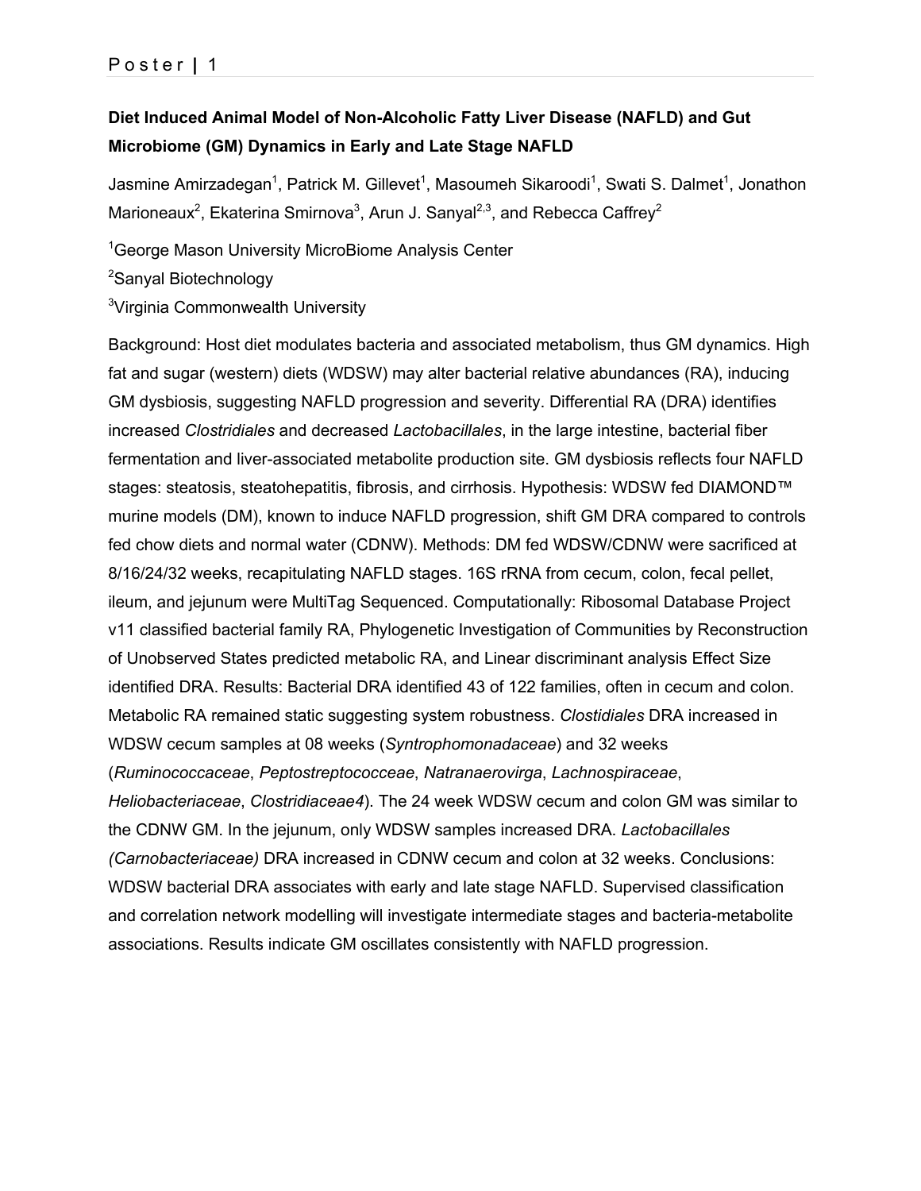**Diet Induced Animal Model of Non-Alcoholic Fatty Liver Disease (NAFLD) and Gut Microbiome (GM) Dynamics in Early and Late Stage NAFLD**

Jasmine Amirzadegan[1], Patrick M. Gillevet[1], Masoumeh Sikaroodi[1], Swati S. Dalmet[1], Jonathon Marioneaux[2], Ekaterina Smirnova[3], Arun J. Sanyal[2,3], and Rebecca Caffrey[2]

[1]George Mason University MicroBiome Analysis Center

[2]Sanyal Biotechnology

[3]Virginia Commonwealth University

Background: Host diet modulates bacteria and associated metabolism, thus GM dynamics. High fat and sugar (western) diets (WDSW) may alter bacterial relative abundances (RA), inducing GM dysbiosis, suggesting NAFLD progression and severity. Differential RA (DRA) identifies increased *Clostridiales* and decreased *Lactobacillales*, in the large intestine, bacterial fiber fermentation and liver-associated metabolite production site. GM dysbiosis reflects four NAFLD stages: steatosis, steatohepatitis, fibrosis, and cirrhosis. Hypothesis: WDSW fed DIAMOND™ murine models (DM), known to induce NAFLD progression, shift GM DRA compared to controls fed chow diets and normal water (CDNW). Methods: DM fed WDSW/CDNW were sacrificed at 8/16/24/32 weeks, recapitulating NAFLD stages. 16S rRNA from cecum, colon, fecal pellet, ileum, and jejunum were MultiTag Sequenced. Computationally: Ribosomal Database Project v11 classified bacterial family RA, Phylogenetic Investigation of Communities by Reconstruction of Unobserved States predicted metabolic RA, and Linear discriminant analysis Effect Size identified DRA. Results: Bacterial DRA identified 43 of 122 families, often in cecum and colon. Metabolic RA remained static suggesting system robustness. *Clostidiales* DRA increased in WDSW cecum samples at 08 weeks (*Syntrophomonadaceae*) and 32 weeks (*Ruminococcaceae*, *Peptostreptococceae*, *Natranaerovirga*, *Lachnospiraceae*, *Heliobacteriaceae*, *Clostridiaceae4*). The 24 week WDSW cecum and colon GM was similar to the CDNW GM. In the jejunum, only WDSW samples increased DRA. *Lactobacillales (Carnobacteriaceae)* DRA increased in CDNW cecum and colon at 32 weeks. Conclusions: WDSW bacterial DRA associates with early and late stage NAFLD. Supervised classification and correlation network modelling will investigate intermediate stages and bacteria-metabolite associations. Results indicate GM oscillates consistently with NAFLD progression.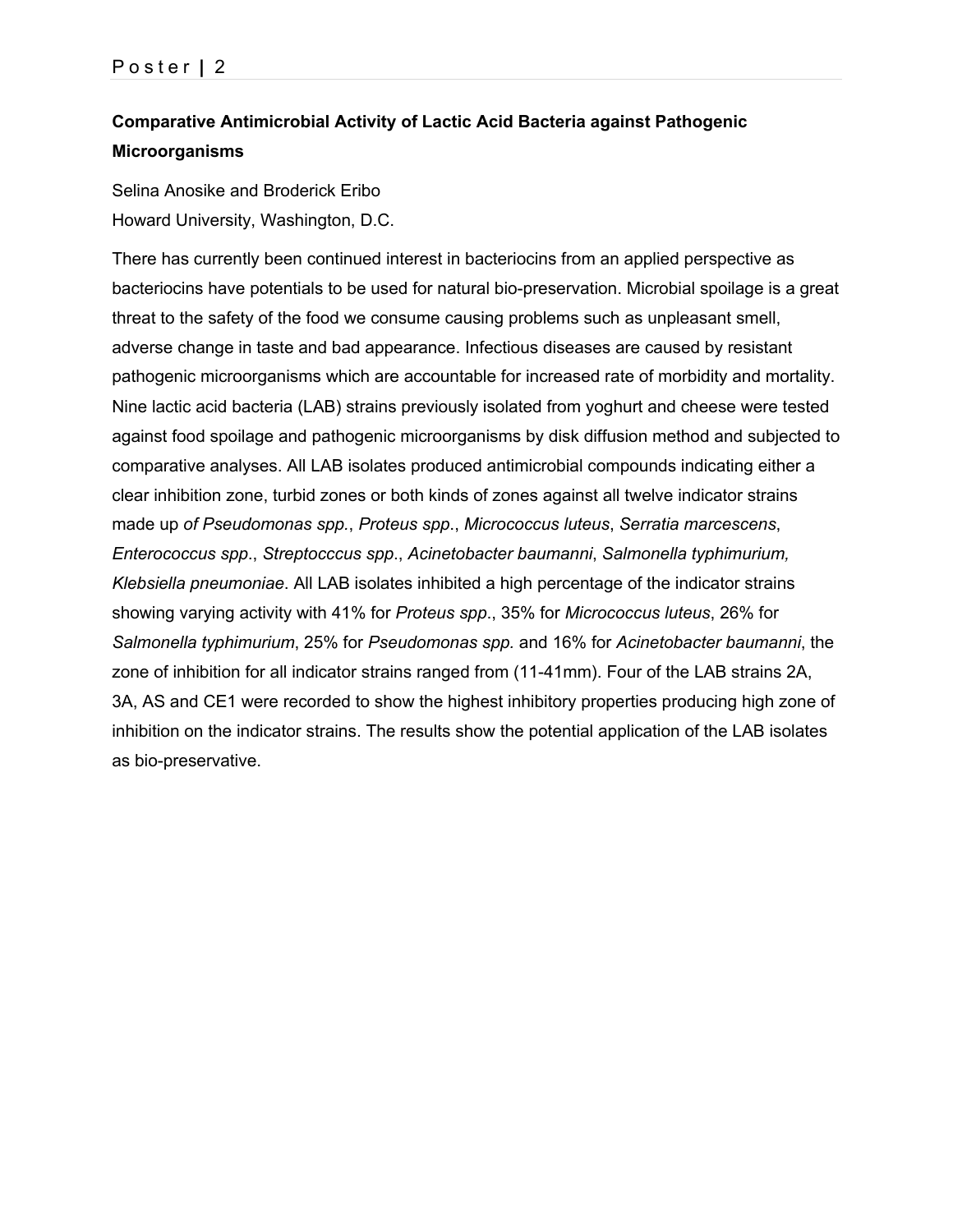## Comparative Antimicrobial Activity of Lactic Acid Bacteria against Pathogenic Microorganisms

Selina Anosike and Broderick Eribo
Howard University, Washington, D.C.

There has currently been continued interest in bacteriocins from an applied perspective as bacteriocins have potentials to be used for natural bio-preservation. Microbial spoilage is a great threat to the safety of the food we consume causing problems such as unpleasant smell, adverse change in taste and bad appearance. Infectious diseases are caused by resistant pathogenic microorganisms which are accountable for increased rate of morbidity and mortality. Nine lactic acid bacteria (LAB) strains previously isolated from yoghurt and cheese were tested against food spoilage and pathogenic microorganisms by disk diffusion method and subjected to comparative analyses. All LAB isolates produced antimicrobial compounds indicating either a clear inhibition zone, turbid zones or both kinds of zones against all twelve indicator strains made up *of Pseudomonas spp.*, *Proteus spp*., *Micrococcus luteus*, *Serratia marcescens*, *Enterococcus spp*., *Streptocccus spp*., *Acinetobacter baumanni*, *Salmonella typhimurium, Klebsiella pneumoniae*. All LAB isolates inhibited a high percentage of the indicator strains showing varying activity with 41% for *Proteus spp*., 35% for *Micrococcus luteus*, 26% for *Salmonella typhimurium*, 25% for *Pseudomonas spp.* and 16% for *Acinetobacter baumanni*, the zone of inhibition for all indicator strains ranged from (11-41mm). Four of the LAB strains 2A, 3A, AS and CE1 were recorded to show the highest inhibitory properties producing high zone of inhibition on the indicator strains. The results show the potential application of the LAB isolates as bio-preservative.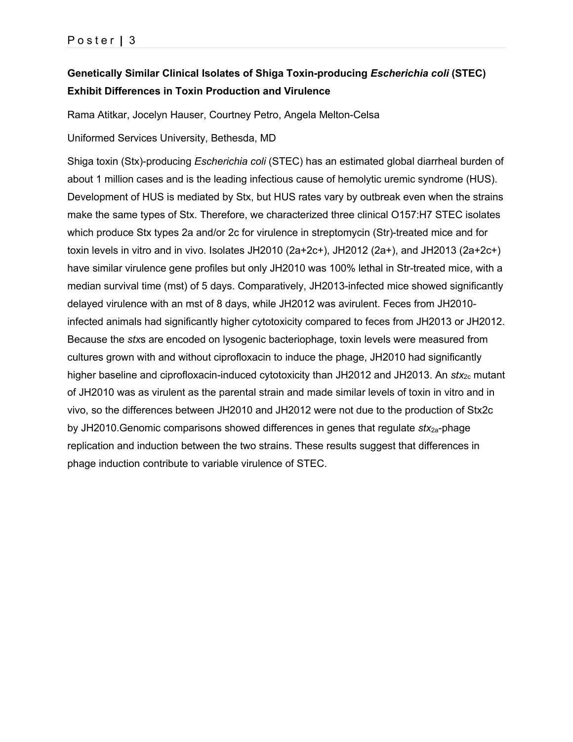**Genetically Similar Clinical Isolates of Shiga Toxin-producing *Escherichia coli* (STEC) Exhibit Differences in Toxin Production and Virulence**

Rama Atitkar, Jocelyn Hauser, Courtney Petro, Angela Melton-Celsa

Uniformed Services University, Bethesda, MD

Shiga toxin (Stx)-producing *Escherichia coli* (STEC) has an estimated global diarrheal burden of about 1 million cases and is the leading infectious cause of hemolytic uremic syndrome (HUS). Development of HUS is mediated by Stx, but HUS rates vary by outbreak even when the strains make the same types of Stx. Therefore, we characterized three clinical O157:H7 STEC isolates which produce Stx types 2a and/or 2c for virulence in streptomycin (Str)-treated mice and for toxin levels in vitro and in vivo. Isolates JH2010 (2a+2c+), JH2012 (2a+), and JH2013 (2a+2c+) have similar virulence gene profiles but only JH2010 was 100% lethal in Str-treated mice, with a median survival time (mst) of 5 days. Comparatively, JH2013-infected mice showed significantly delayed virulence with an mst of 8 days, while JH2012 was avirulent. Feces from JH2010-infected animals had significantly higher cytotoxicity compared to feces from JH2013 or JH2012. Because the *stx*s are encoded on lysogenic bacteriophage, toxin levels were measured from cultures grown with and without ciprofloxacin to induce the phage, JH2010 had significantly higher baseline and ciprofloxacin-induced cytotoxicity than JH2012 and JH2013. An $stx_{2c}$ mutant of JH2010 was as virulent as the parental strain and made similar levels of toxin in vitro and in vivo, so the differences between JH2010 and JH2012 were not due to the production of Stx2c by JH2010.Genomic comparisons showed differences in genes that regulate $stx_{2a}$-phage replication and induction between the two strains. These results suggest that differences in phage induction contribute to variable virulence of STEC.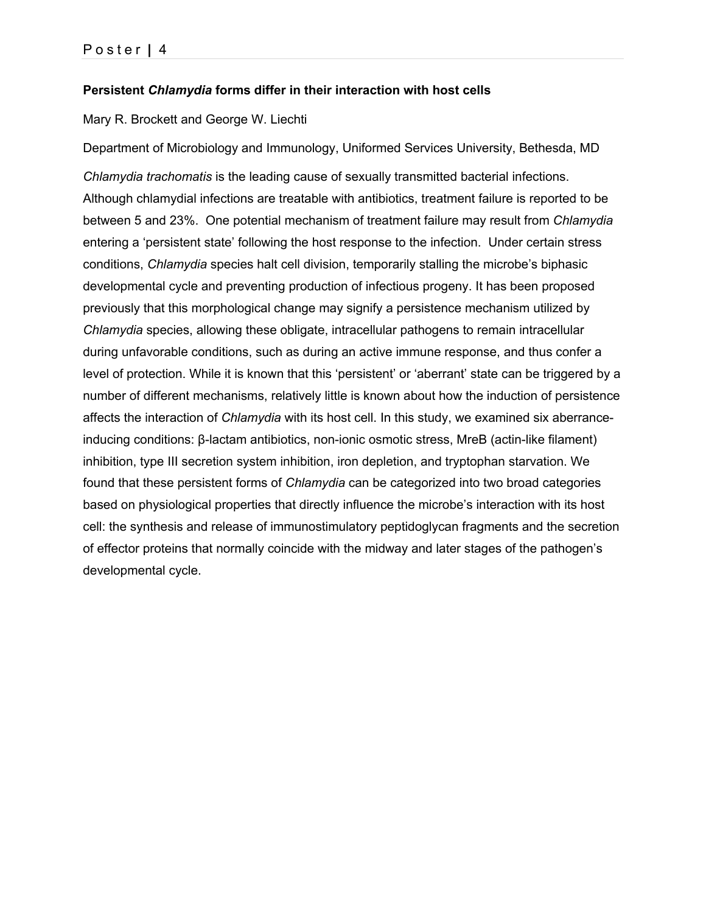**Persistent *Chlamydia* forms differ in their interaction with host cells**

Mary R. Brockett and George W. Liechti

Department of Microbiology and Immunology, Uniformed Services University, Bethesda, MD

*Chlamydia trachomatis* is the leading cause of sexually transmitted bacterial infections. Although chlamydial infections are treatable with antibiotics, treatment failure is reported to be between 5 and 23%. One potential mechanism of treatment failure may result from *Chlamydia* entering a 'persistent state' following the host response to the infection. Under certain stress conditions, *Chlamydia* species halt cell division, temporarily stalling the microbe's biphasic developmental cycle and preventing production of infectious progeny. It has been proposed previously that this morphological change may signify a persistence mechanism utilized by *Chlamydia* species, allowing these obligate, intracellular pathogens to remain intracellular during unfavorable conditions, such as during an active immune response, and thus confer a level of protection. While it is known that this 'persistent' or 'aberrant' state can be triggered by a number of different mechanisms, relatively little is known about how the induction of persistence affects the interaction of *Chlamydia* with its host cell. In this study, we examined six aberrance-inducing conditions: β-lactam antibiotics, non-ionic osmotic stress, MreB (actin-like filament) inhibition, type III secretion system inhibition, iron depletion, and tryptophan starvation. We found that these persistent forms of *Chlamydia* can be categorized into two broad categories based on physiological properties that directly influence the microbe's interaction with its host cell: the synthesis and release of immunostimulatory peptidoglycan fragments and the secretion of effector proteins that normally coincide with the midway and later stages of the pathogen's developmental cycle.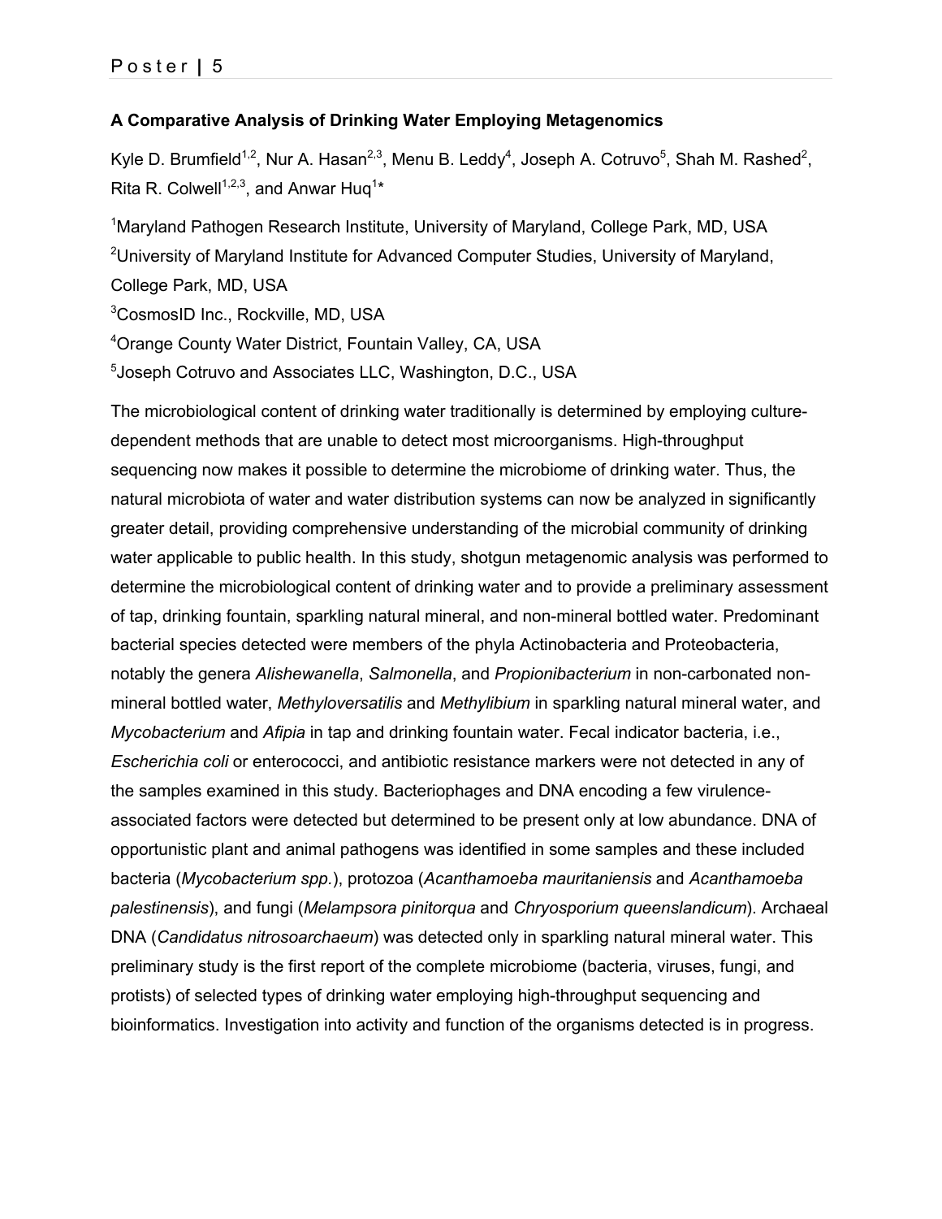### A Comparative Analysis of Drinking Water Employing Metagenomics

Kyle D. Brumfield[1,2], Nur A. Hasan[2,3], Menu B. Leddy[4], Joseph A. Cotruvo[5], Shah M. Rashed[2], Rita R. Colwell[1,2,3], and Anwar Huq[1]*

[1]Maryland Pathogen Research Institute, University of Maryland, College Park, MD, USA
[2]University of Maryland Institute for Advanced Computer Studies, University of Maryland, College Park, MD, USA
[3]CosmosID Inc., Rockville, MD, USA
[4]Orange County Water District, Fountain Valley, CA, USA
[5]Joseph Cotruvo and Associates LLC, Washington, D.C., USA

The microbiological content of drinking water traditionally is determined by employing culture-dependent methods that are unable to detect most microorganisms. High-throughput sequencing now makes it possible to determine the microbiome of drinking water. Thus, the natural microbiota of water and water distribution systems can now be analyzed in significantly greater detail, providing comprehensive understanding of the microbial community of drinking water applicable to public health. In this study, shotgun metagenomic analysis was performed to determine the microbiological content of drinking water and to provide a preliminary assessment of tap, drinking fountain, sparkling natural mineral, and non-mineral bottled water. Predominant bacterial species detected were members of the phyla Actinobacteria and Proteobacteria, notably the genera *Alishewanella*, *Salmonella*, and *Propionibacterium* in non-carbonated non-mineral bottled water, *Methyloversatilis* and *Methylibium* in sparkling natural mineral water, and *Mycobacterium* and *Afipia* in tap and drinking fountain water. Fecal indicator bacteria, i.e., *Escherichia coli* or enterococci, and antibiotic resistance markers were not detected in any of the samples examined in this study. Bacteriophages and DNA encoding a few virulence-associated factors were detected but determined to be present only at low abundance. DNA of opportunistic plant and animal pathogens was identified in some samples and these included bacteria (*Mycobacterium spp.*), protozoa (*Acanthamoeba mauritaniensis* and *Acanthamoeba palestinensis*), and fungi (*Melampsora pinitorqua* and *Chryosporium queenslandicum*). Archaeal DNA (*Candidatus nitrosoarchaeum*) was detected only in sparkling natural mineral water. This preliminary study is the first report of the complete microbiome (bacteria, viruses, fungi, and protists) of selected types of drinking water employing high-throughput sequencing and bioinformatics. Investigation into activity and function of the organisms detected is in progress.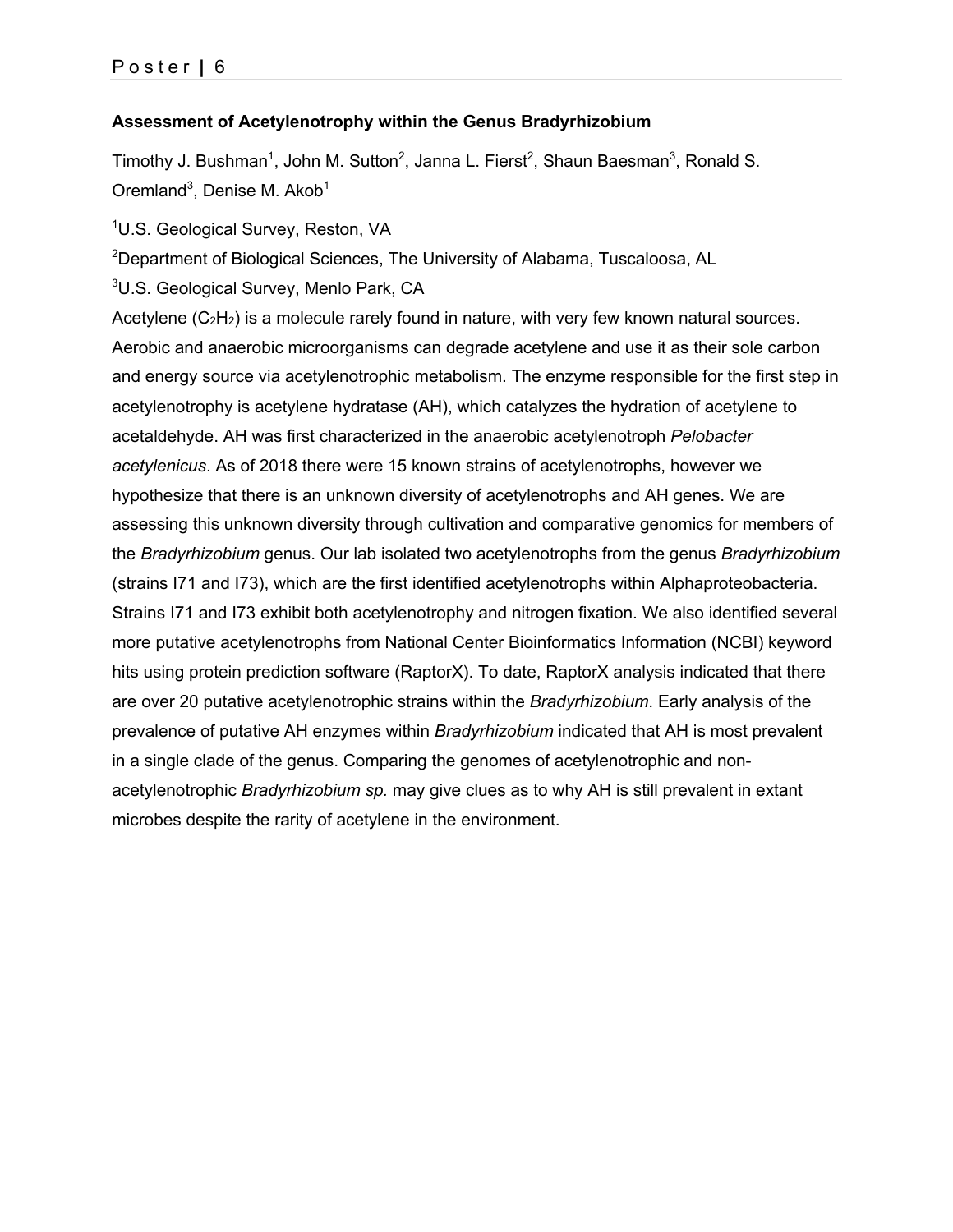## Assessment of Acetylenotrophy within the Genus Bradyrhizobium

Timothy J. Bushman[1], John M. Sutton[2], Janna L. Fierst[2], Shaun Baesman[3], Ronald S. Oremland[3], Denise M. Akob[1]

[1]U.S. Geological Survey, Reston, VA

[2]Department of Biological Sciences, The University of Alabama, Tuscaloosa, AL

[3]U.S. Geological Survey, Menlo Park, CA

Acetylene ($C_2H_2$) is a molecule rarely found in nature, with very few known natural sources. Aerobic and anaerobic microorganisms can degrade acetylene and use it as their sole carbon and energy source via acetylenotrophic metabolism. The enzyme responsible for the first step in acetylenotrophy is acetylene hydratase (AH), which catalyzes the hydration of acetylene to acetaldehyde. AH was first characterized in the anaerobic acetylenotroph *Pelobacter acetylenicus*. As of 2018 there were 15 known strains of acetylenotrophs, however we hypothesize that there is an unknown diversity of acetylenotrophs and AH genes. We are assessing this unknown diversity through cultivation and comparative genomics for members of the *Bradyrhizobium* genus. Our lab isolated two acetylenotrophs from the genus *Bradyrhizobium* (strains I71 and I73), which are the first identified acetylenotrophs within Alphaproteobacteria. Strains I71 and I73 exhibit both acetylenotrophy and nitrogen fixation. We also identified several more putative acetylenotrophs from National Center Bioinformatics Information (NCBI) keyword hits using protein prediction software (RaptorX). To date, RaptorX analysis indicated that there are over 20 putative acetylenotrophic strains within the *Bradyrhizobium*. Early analysis of the prevalence of putative AH enzymes within *Bradyrhizobium* indicated that AH is most prevalent in a single clade of the genus. Comparing the genomes of acetylenotrophic and non-acetylenotrophic *Bradyrhizobium sp.* may give clues as to why AH is still prevalent in extant microbes despite the rarity of acetylene in the environment.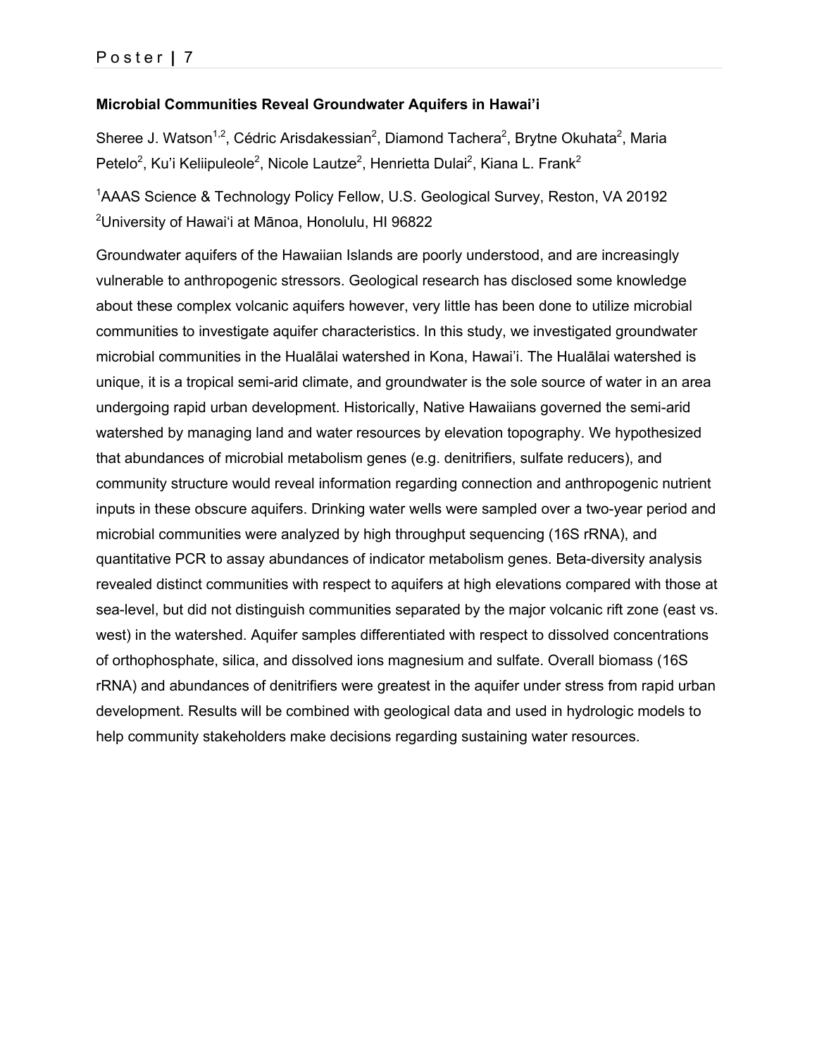**Microbial Communities Reveal Groundwater Aquifers in Hawai'i**

Sheree J. Watson[1,2], Cédric Arisdakessian[2], Diamond Tachera[2], Brytne Okuhata[2], Maria Petelo[2], Ku'i Keliipuleole[2], Nicole Lautze[2], Henrietta Dulai[2], Kiana L. Frank[2]

[1]AAAS Science & Technology Policy Fellow, U.S. Geological Survey, Reston, VA 20192
[2]University of Hawaiʻi at Mānoa, Honolulu, HI 96822

Groundwater aquifers of the Hawaiian Islands are poorly understood, and are increasingly vulnerable to anthropogenic stressors. Geological research has disclosed some knowledge about these complex volcanic aquifers however, very little has been done to utilize microbial communities to investigate aquifer characteristics. In this study, we investigated groundwater microbial communities in the Hualālai watershed in Kona, Hawai'i. The Hualālai watershed is unique, it is a tropical semi-arid climate, and groundwater is the sole source of water in an area undergoing rapid urban development. Historically, Native Hawaiians governed the semi-arid watershed by managing land and water resources by elevation topography. We hypothesized that abundances of microbial metabolism genes (e.g. denitrifiers, sulfate reducers), and community structure would reveal information regarding connection and anthropogenic nutrient inputs in these obscure aquifers. Drinking water wells were sampled over a two-year period and microbial communities were analyzed by high throughput sequencing (16S rRNA), and quantitative PCR to assay abundances of indicator metabolism genes. Beta-diversity analysis revealed distinct communities with respect to aquifers at high elevations compared with those at sea-level, but did not distinguish communities separated by the major volcanic rift zone (east vs. west) in the watershed. Aquifer samples differentiated with respect to dissolved concentrations of orthophosphate, silica, and dissolved ions magnesium and sulfate. Overall biomass (16S rRNA) and abundances of denitrifiers were greatest in the aquifer under stress from rapid urban development. Results will be combined with geological data and used in hydrologic models to help community stakeholders make decisions regarding sustaining water resources.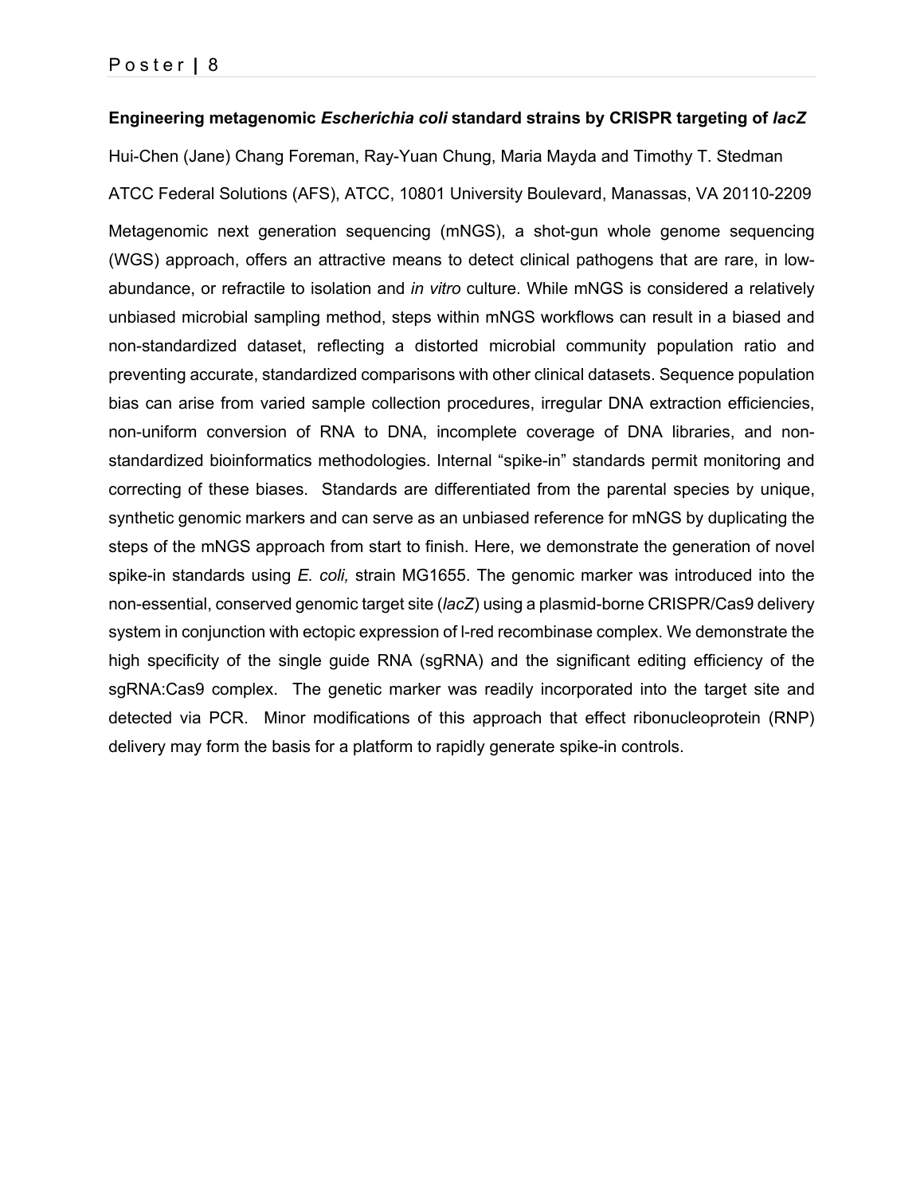### Engineering metagenomic *Escherichia coli* standard strains by CRISPR targeting of *lacZ*

Hui-Chen (Jane) Chang Foreman, Ray-Yuan Chung, Maria Mayda and Timothy T. Stedman

ATCC Federal Solutions (AFS), ATCC, 10801 University Boulevard, Manassas, VA 20110-2209

Metagenomic next generation sequencing (mNGS), a shot-gun whole genome sequencing (WGS) approach, offers an attractive means to detect clinical pathogens that are rare, in low-abundance, or refractile to isolation and *in vitro* culture. While mNGS is considered a relatively unbiased microbial sampling method, steps within mNGS workflows can result in a biased and non-standardized dataset, reflecting a distorted microbial community population ratio and preventing accurate, standardized comparisons with other clinical datasets. Sequence population bias can arise from varied sample collection procedures, irregular DNA extraction efficiencies, non-uniform conversion of RNA to DNA, incomplete coverage of DNA libraries, and non-standardized bioinformatics methodologies. Internal "spike-in" standards permit monitoring and correcting of these biases. Standards are differentiated from the parental species by unique, synthetic genomic markers and can serve as an unbiased reference for mNGS by duplicating the steps of the mNGS approach from start to finish. Here, we demonstrate the generation of novel spike-in standards using *E. coli,* strain MG1655. The genomic marker was introduced into the non-essential, conserved genomic target site (*lacZ*) using a plasmid-borne CRISPR/Cas9 delivery system in conjunction with ectopic expression of l-red recombinase complex. We demonstrate the high specificity of the single guide RNA (sgRNA) and the significant editing efficiency of the sgRNA:Cas9 complex. The genetic marker was readily incorporated into the target site and detected via PCR. Minor modifications of this approach that effect ribonucleoprotein (RNP) delivery may form the basis for a platform to rapidly generate spike-in controls.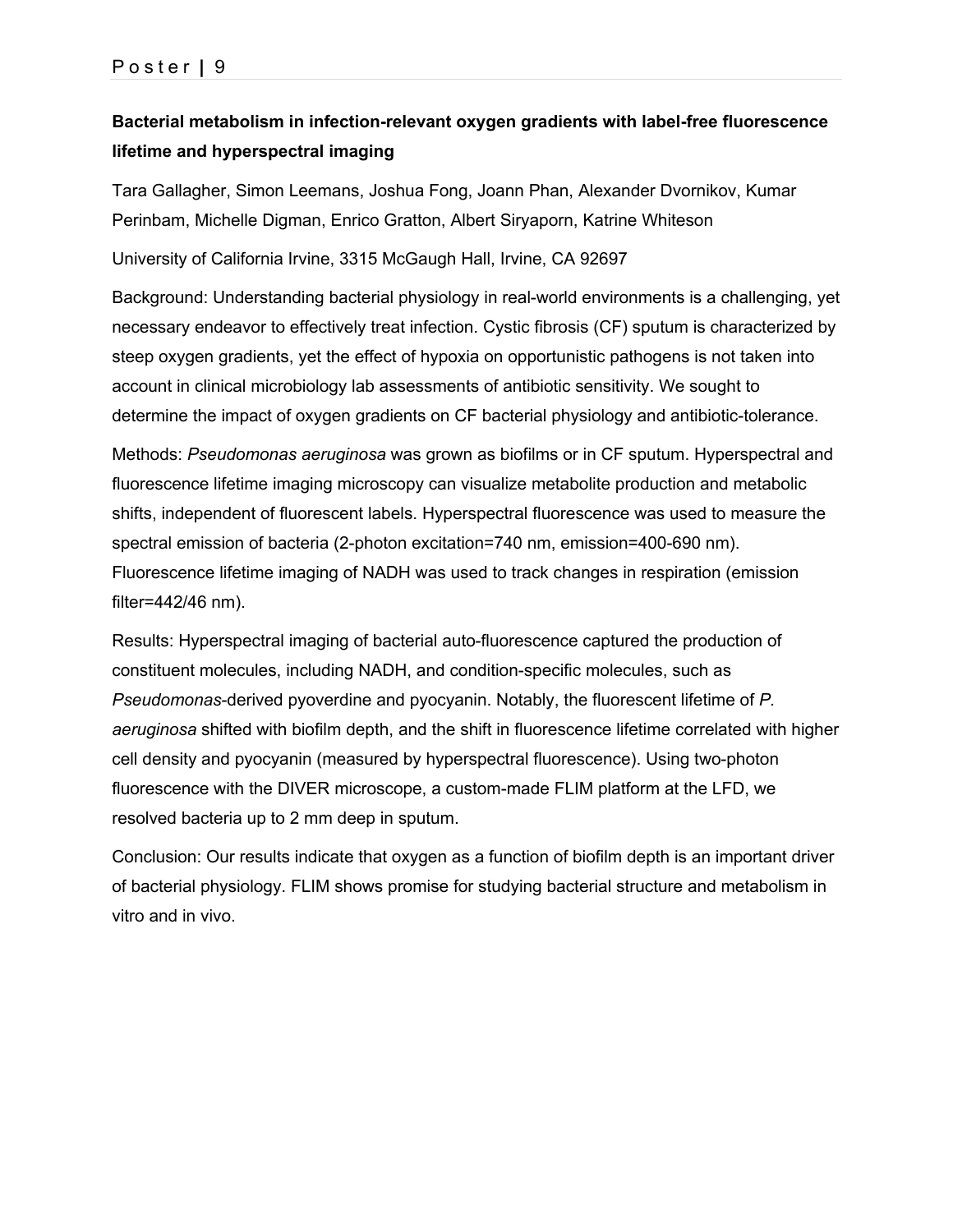## Bacterial metabolism in infection-relevant oxygen gradients with label-free fluorescence lifetime and hyperspectral imaging

Tara Gallagher, Simon Leemans, Joshua Fong, Joann Phan, Alexander Dvornikov, Kumar Perinbam, Michelle Digman, Enrico Gratton, Albert Siryaporn, Katrine Whiteson

University of California Irvine, 3315 McGaugh Hall, Irvine, CA 92697

Background: Understanding bacterial physiology in real-world environments is a challenging, yet necessary endeavor to effectively treat infection. Cystic fibrosis (CF) sputum is characterized by steep oxygen gradients, yet the effect of hypoxia on opportunistic pathogens is not taken into account in clinical microbiology lab assessments of antibiotic sensitivity. We sought to determine the impact of oxygen gradients on CF bacterial physiology and antibiotic-tolerance.

Methods: *Pseudomonas aeruginosa* was grown as biofilms or in CF sputum. Hyperspectral and fluorescence lifetime imaging microscopy can visualize metabolite production and metabolic shifts, independent of fluorescent labels. Hyperspectral fluorescence was used to measure the spectral emission of bacteria (2-photon excitation=740 nm, emission=400-690 nm). Fluorescence lifetime imaging of NADH was used to track changes in respiration (emission filter=442/46 nm).

Results: Hyperspectral imaging of bacterial auto-fluorescence captured the production of constituent molecules, including NADH, and condition-specific molecules, such as *Pseudomonas*-derived pyoverdine and pyocyanin. Notably, the fluorescent lifetime of *P. aeruginosa* shifted with biofilm depth, and the shift in fluorescence lifetime correlated with higher cell density and pyocyanin (measured by hyperspectral fluorescence). Using two-photon fluorescence with the DIVER microscope, a custom-made FLIM platform at the LFD, we resolved bacteria up to 2 mm deep in sputum.

Conclusion: Our results indicate that oxygen as a function of biofilm depth is an important driver of bacterial physiology. FLIM shows promise for studying bacterial structure and metabolism in vitro and in vivo.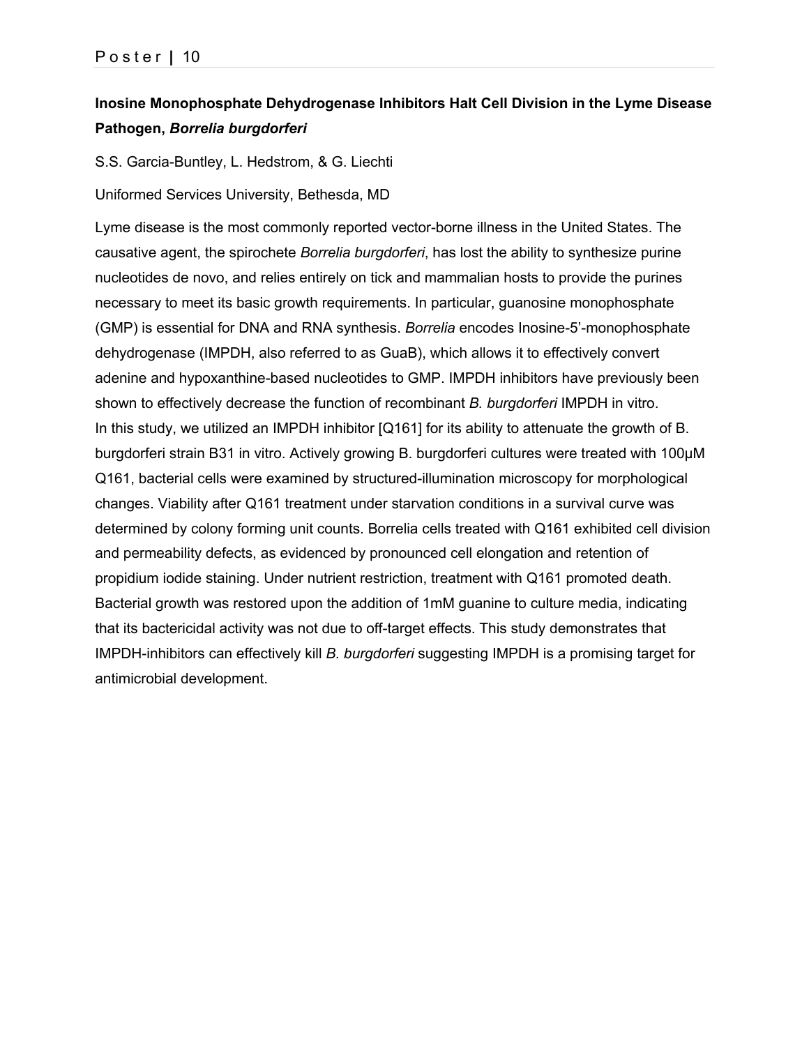**Inosine Monophosphate Dehydrogenase Inhibitors Halt Cell Division in the Lyme Disease Pathogen, *Borrelia burgdorferi***

S.S. Garcia-Buntley, L. Hedstrom, & G. Liechti

Uniformed Services University, Bethesda, MD

Lyme disease is the most commonly reported vector-borne illness in the United States. The causative agent, the spirochete *Borrelia burgdorferi*, has lost the ability to synthesize purine nucleotides de novo, and relies entirely on tick and mammalian hosts to provide the purines necessary to meet its basic growth requirements. In particular, guanosine monophosphate (GMP) is essential for DNA and RNA synthesis. *Borrelia* encodes Inosine-5'-monophosphate dehydrogenase (IMPDH, also referred to as GuaB), which allows it to effectively convert adenine and hypoxanthine-based nucleotides to GMP. IMPDH inhibitors have previously been shown to effectively decrease the function of recombinant *B. burgdorferi* IMPDH in vitro. In this study, we utilized an IMPDH inhibitor [Q161] for its ability to attenuate the growth of B. burgdorferi strain B31 in vitro. Actively growing B. burgdorferi cultures were treated with 100μM Q161, bacterial cells were examined by structured-illumination microscopy for morphological changes. Viability after Q161 treatment under starvation conditions in a survival curve was determined by colony forming unit counts. Borrelia cells treated with Q161 exhibited cell division and permeability defects, as evidenced by pronounced cell elongation and retention of propidium iodide staining. Under nutrient restriction, treatment with Q161 promoted death. Bacterial growth was restored upon the addition of 1mM guanine to culture media, indicating that its bactericidal activity was not due to off-target effects. This study demonstrates that IMPDH-inhibitors can effectively kill *B. burgdorferi* suggesting IMPDH is a promising target for antimicrobial development.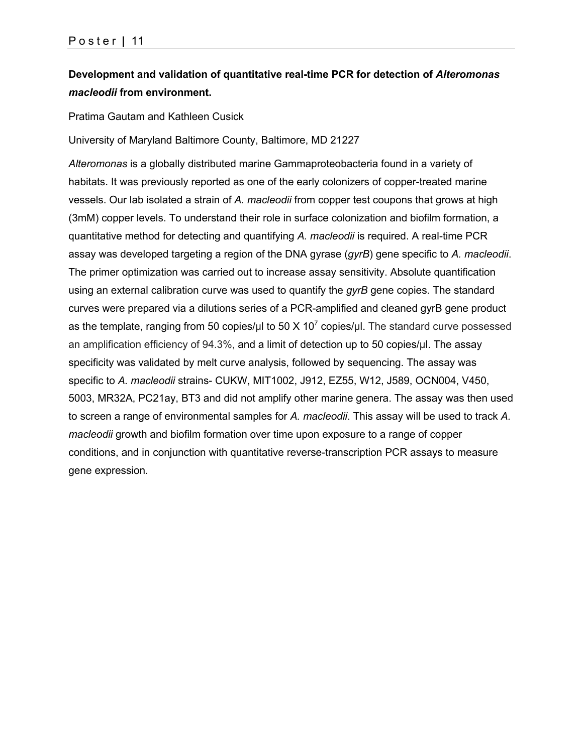### **Development and validation of quantitative real-time PCR for detection of *Alteromonas macleodii* from environment.**

Pratima Gautam and Kathleen Cusick

University of Maryland Baltimore County, Baltimore, MD 21227

*Alteromonas* is a globally distributed marine Gammaproteobacteria found in a variety of habitats. It was previously reported as one of the early colonizers of copper-treated marine vessels. Our lab isolated a strain of *A. macleodii* from copper test coupons that grows at high (3mM) copper levels. To understand their role in surface colonization and biofilm formation, a quantitative method for detecting and quantifying *A. macleodii* is required. A real-time PCR assay was developed targeting a region of the DNA gyrase (*gyrB*) gene specific to *A. macleodii*. The primer optimization was carried out to increase assay sensitivity. Absolute quantification using an external calibration curve was used to quantify the *gyrB* gene copies. The standard curves were prepared via a dilutions series of a PCR-amplified and cleaned gyrB gene product as the template, ranging from 50 copies/µl to 50 X $10^7$ copies/µl. The standard curve possessed an amplification efficiency of 94.3%, and a limit of detection up to 50 copies/µl. The assay specificity was validated by melt curve analysis, followed by sequencing. The assay was specific to *A. macleodii* strains- CUKW, MIT1002, J912, EZ55, W12, J589, OCN004, V450, 5003, MR32A, PC21ay, BT3 and did not amplify other marine genera. The assay was then used to screen a range of environmental samples for *A. macleodii*. This assay will be used to track *A. macleodii* growth and biofilm formation over time upon exposure to a range of copper conditions, and in conjunction with quantitative reverse-transcription PCR assays to measure gene expression.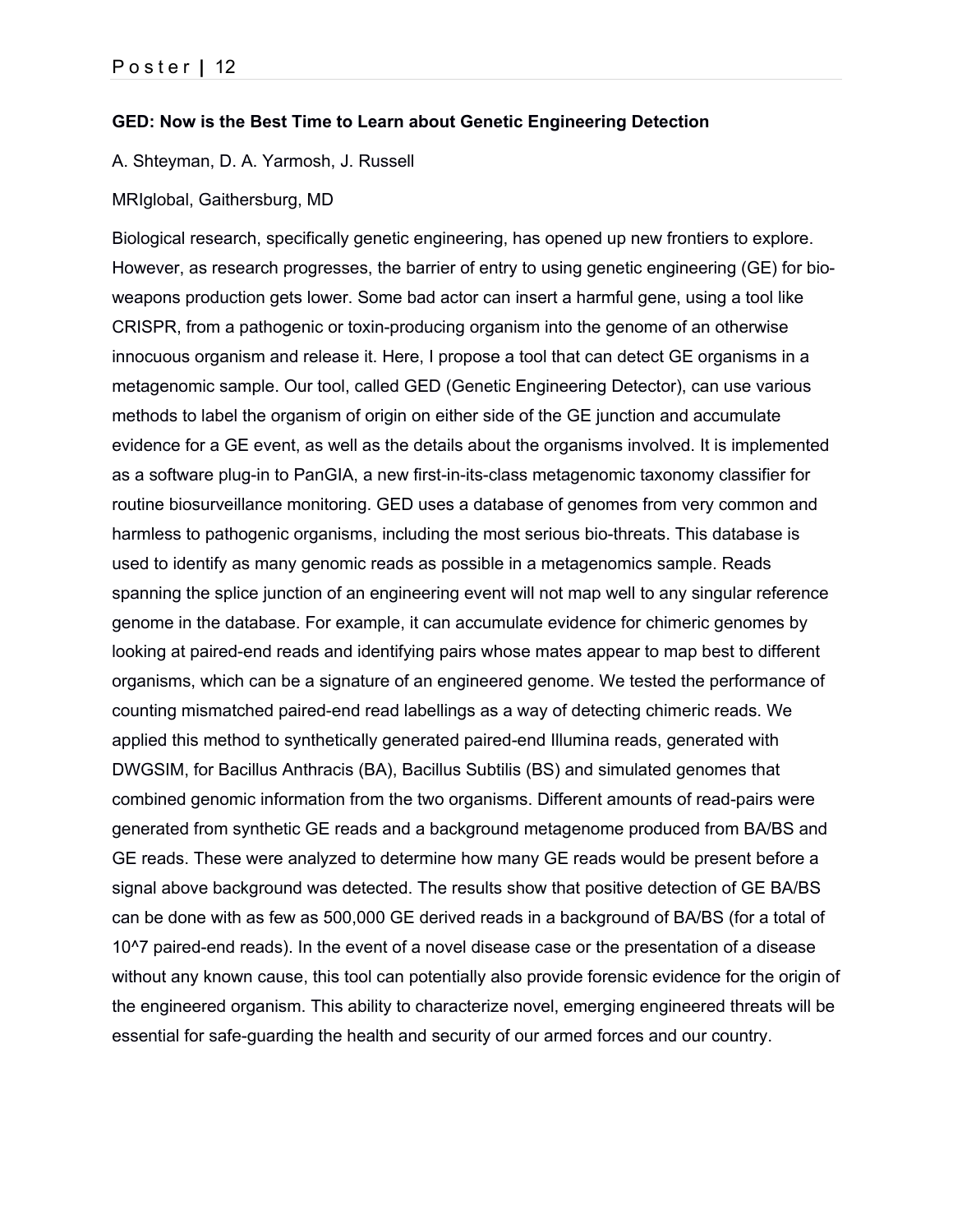### GED: Now is the Best Time to Learn about Genetic Engineering Detection

A. Shteyman, D. A. Yarmosh, J. Russell

MRIglobal, Gaithersburg, MD

Biological research, specifically genetic engineering, has opened up new frontiers to explore. However, as research progresses, the barrier of entry to using genetic engineering (GE) for bio-weapons production gets lower. Some bad actor can insert a harmful gene, using a tool like CRISPR, from a pathogenic or toxin-producing organism into the genome of an otherwise innocuous organism and release it. Here, I propose a tool that can detect GE organisms in a metagenomic sample. Our tool, called GED (Genetic Engineering Detector), can use various methods to label the organism of origin on either side of the GE junction and accumulate evidence for a GE event, as well as the details about the organisms involved. It is implemented as a software plug-in to PanGIA, a new first-in-its-class metagenomic taxonomy classifier for routine biosurveillance monitoring. GED uses a database of genomes from very common and harmless to pathogenic organisms, including the most serious bio-threats. This database is used to identify as many genomic reads as possible in a metagenomics sample. Reads spanning the splice junction of an engineering event will not map well to any singular reference genome in the database. For example, it can accumulate evidence for chimeric genomes by looking at paired-end reads and identifying pairs whose mates appear to map best to different organisms, which can be a signature of an engineered genome. We tested the performance of counting mismatched paired-end read labellings as a way of detecting chimeric reads. We applied this method to synthetically generated paired-end Illumina reads, generated with DWGSIM, for Bacillus Anthracis (BA), Bacillus Subtilis (BS) and simulated genomes that combined genomic information from the two organisms. Different amounts of read-pairs were generated from synthetic GE reads and a background metagenome produced from BA/BS and GE reads. These were analyzed to determine how many GE reads would be present before a signal above background was detected. The results show that positive detection of GE BA/BS can be done with as few as 500,000 GE derived reads in a background of BA/BS (for a total of $10^7$ paired-end reads). In the event of a novel disease case or the presentation of a disease without any known cause, this tool can potentially also provide forensic evidence for the origin of the engineered organism. This ability to characterize novel, emerging engineered threats will be essential for safe-guarding the health and security of our armed forces and our country.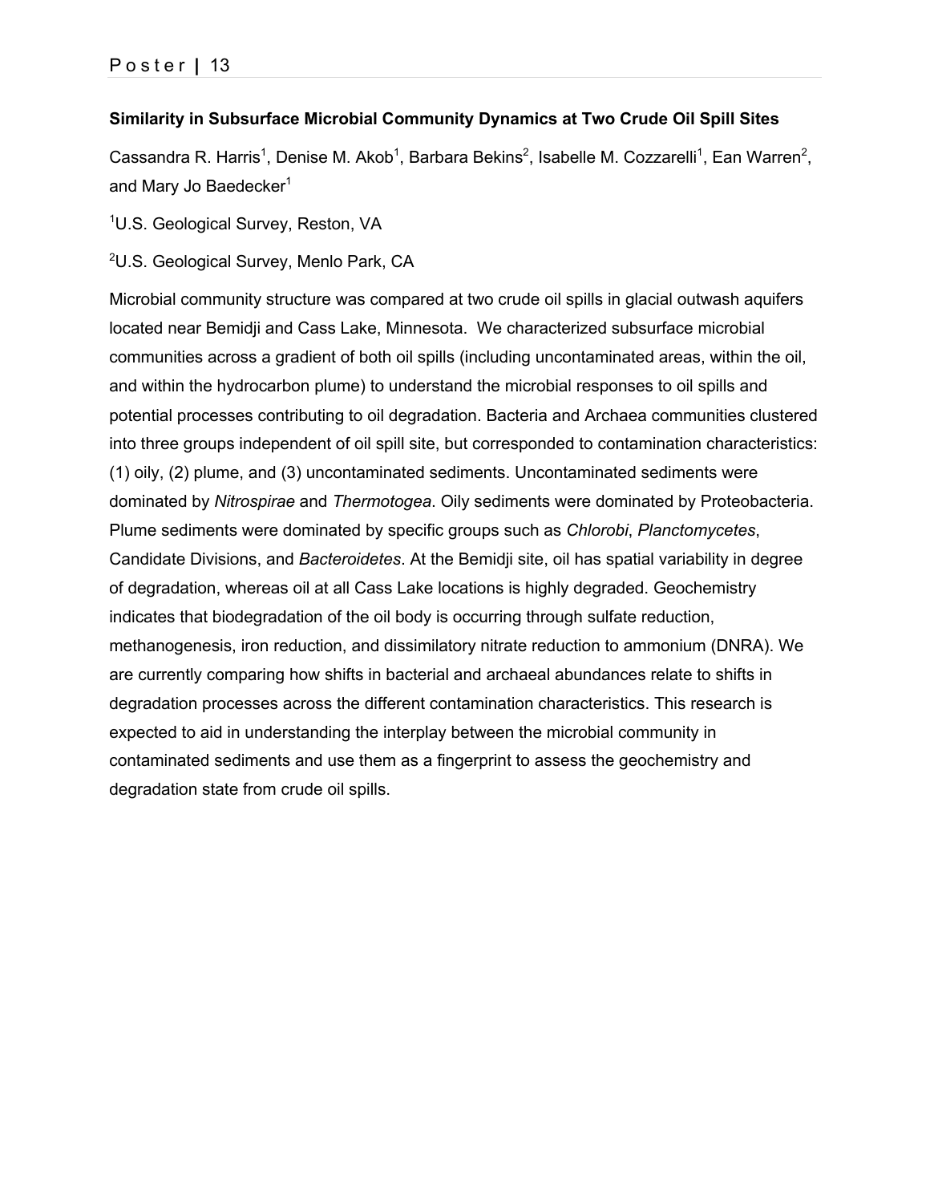### Similarity in Subsurface Microbial Community Dynamics at Two Crude Oil Spill Sites

Cassandra R. Harris[1], Denise M. Akob[1], Barbara Bekins[2], Isabelle M. Cozzarelli[1], Ean Warren[2], and Mary Jo Baedecker[1]

[1]U.S. Geological Survey, Reston, VA

[2]U.S. Geological Survey, Menlo Park, CA

Microbial community structure was compared at two crude oil spills in glacial outwash aquifers located near Bemidji and Cass Lake, Minnesota. We characterized subsurface microbial communities across a gradient of both oil spills (including uncontaminated areas, within the oil, and within the hydrocarbon plume) to understand the microbial responses to oil spills and potential processes contributing to oil degradation. Bacteria and Archaea communities clustered into three groups independent of oil spill site, but corresponded to contamination characteristics: (1) oily, (2) plume, and (3) uncontaminated sediments. Uncontaminated sediments were dominated by *Nitrospirae* and *Thermotogea*. Oily sediments were dominated by Proteobacteria. Plume sediments were dominated by specific groups such as *Chlorobi*, *Planctomycetes*, Candidate Divisions, and *Bacteroidetes*. At the Bemidji site, oil has spatial variability in degree of degradation, whereas oil at all Cass Lake locations is highly degraded. Geochemistry indicates that biodegradation of the oil body is occurring through sulfate reduction, methanogenesis, iron reduction, and dissimilatory nitrate reduction to ammonium (DNRA). We are currently comparing how shifts in bacterial and archaeal abundances relate to shifts in degradation processes across the different contamination characteristics. This research is expected to aid in understanding the interplay between the microbial community in contaminated sediments and use them as a fingerprint to assess the geochemistry and degradation state from crude oil spills.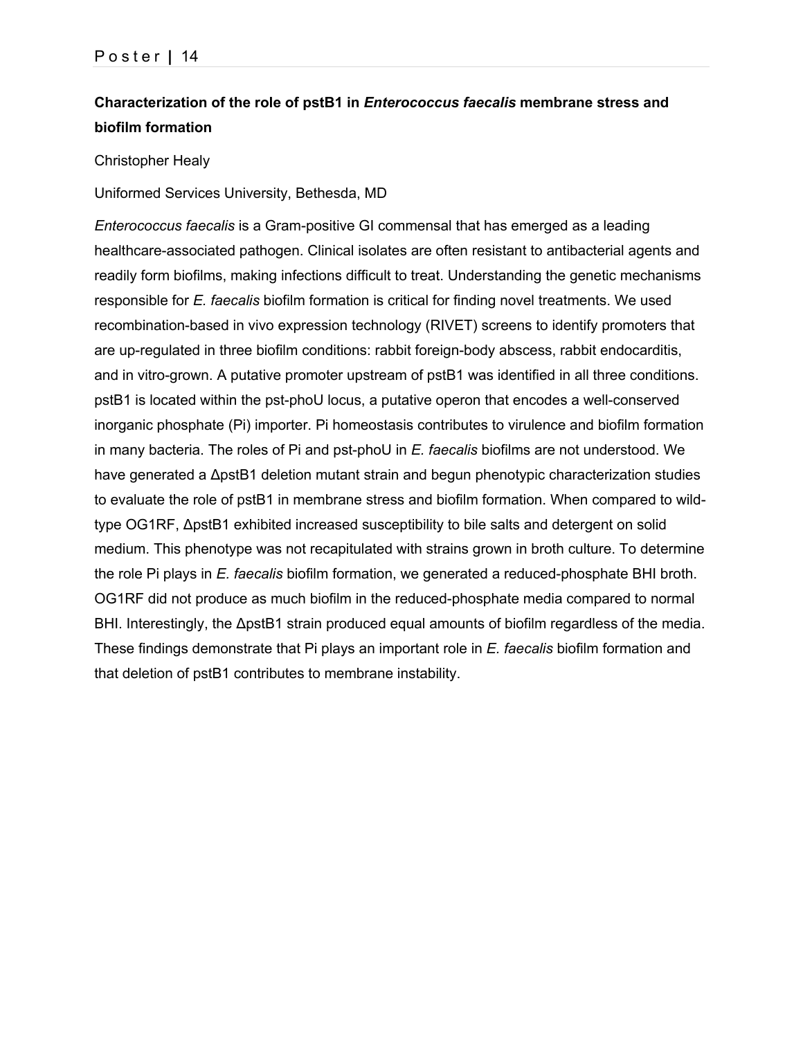## Characterization of the role of pstB1 in *Enterococcus faecalis* membrane stress and biofilm formation

Christopher Healy

Uniformed Services University, Bethesda, MD

*Enterococcus faecalis* is a Gram-positive GI commensal that has emerged as a leading healthcare-associated pathogen. Clinical isolates are often resistant to antibacterial agents and readily form biofilms, making infections difficult to treat. Understanding the genetic mechanisms responsible for *E. faecalis* biofilm formation is critical for finding novel treatments. We used recombination-based in vivo expression technology (RIVET) screens to identify promoters that are up-regulated in three biofilm conditions: rabbit foreign-body abscess, rabbit endocarditis, and in vitro-grown. A putative promoter upstream of pstB1 was identified in all three conditions. pstB1 is located within the pst-phoU locus, a putative operon that encodes a well-conserved inorganic phosphate (Pi) importer. Pi homeostasis contributes to virulence and biofilm formation in many bacteria. The roles of Pi and pst-phoU in *E. faecalis* biofilms are not understood. We have generated a ΔpstB1 deletion mutant strain and begun phenotypic characterization studies to evaluate the role of pstB1 in membrane stress and biofilm formation. When compared to wild-type OG1RF, ΔpstB1 exhibited increased susceptibility to bile salts and detergent on solid medium. This phenotype was not recapitulated with strains grown in broth culture. To determine the role Pi plays in *E. faecalis* biofilm formation, we generated a reduced-phosphate BHI broth. OG1RF did not produce as much biofilm in the reduced-phosphate media compared to normal BHI. Interestingly, the ΔpstB1 strain produced equal amounts of biofilm regardless of the media. These findings demonstrate that Pi plays an important role in *E. faecalis* biofilm formation and that deletion of pstB1 contributes to membrane instability.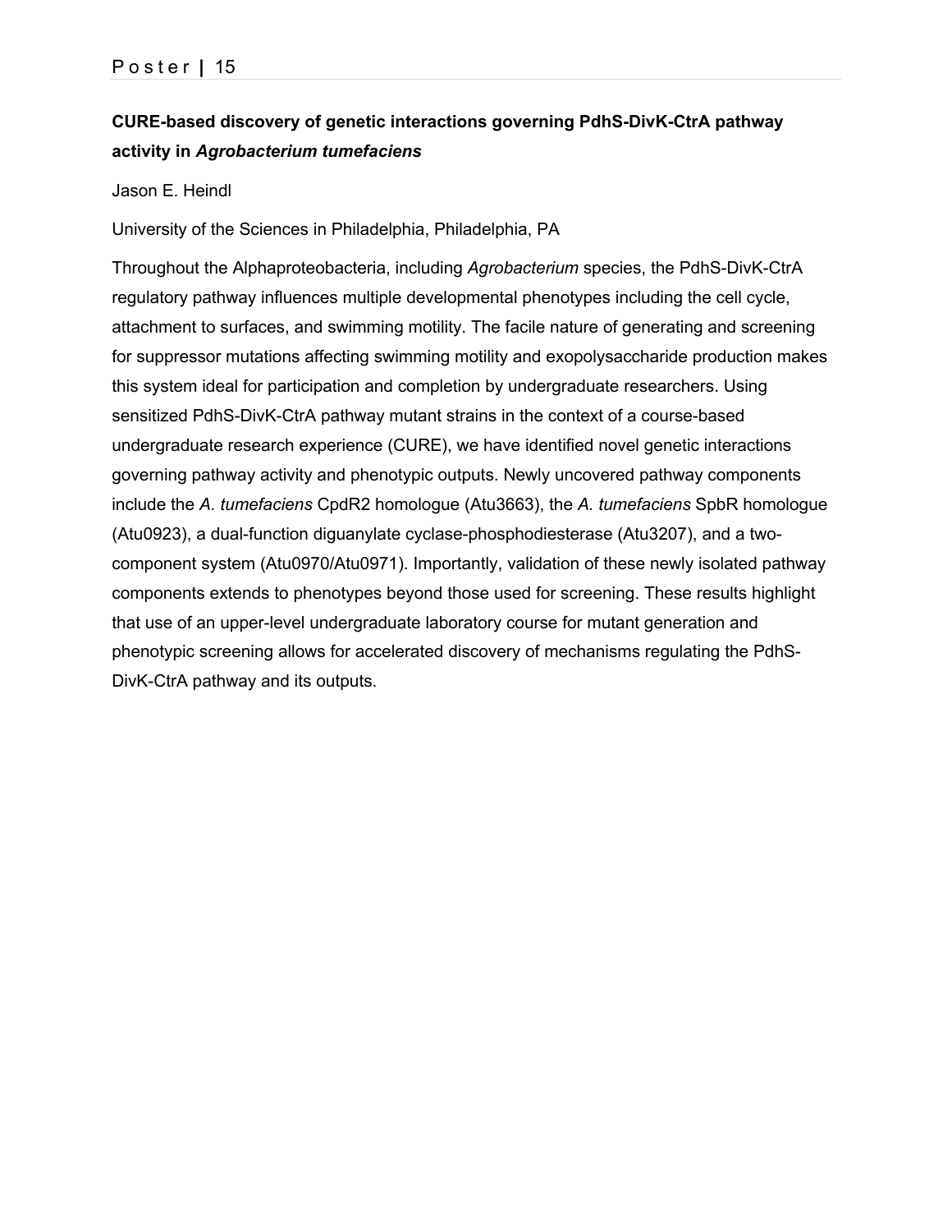**CURE-based discovery of genetic interactions governing PdhS-DivK-CtrA pathway activity in *Agrobacterium tumefaciens***

Jason E. Heindl

University of the Sciences in Philadelphia, Philadelphia, PA

Throughout the Alphaproteobacteria, including *Agrobacterium* species, the PdhS-DivK-CtrA regulatory pathway influences multiple developmental phenotypes including the cell cycle, attachment to surfaces, and swimming motility. The facile nature of generating and screening for suppressor mutations affecting swimming motility and exopolysaccharide production makes this system ideal for participation and completion by undergraduate researchers. Using sensitized PdhS-DivK-CtrA pathway mutant strains in the context of a course-based undergraduate research experience (CURE), we have identified novel genetic interactions governing pathway activity and phenotypic outputs. Newly uncovered pathway components include the *A. tumefaciens* CpdR2 homologue (Atu3663), the *A. tumefaciens* SpbR homologue (Atu0923), a dual-function diguanylate cyclase-phosphodiesterase (Atu3207), and a two-component system (Atu0970/Atu0971). Importantly, validation of these newly isolated pathway components extends to phenotypes beyond those used for screening. These results highlight that use of an upper-level undergraduate laboratory course for mutant generation and phenotypic screening allows for accelerated discovery of mechanisms regulating the PdhS-DivK-CtrA pathway and its outputs.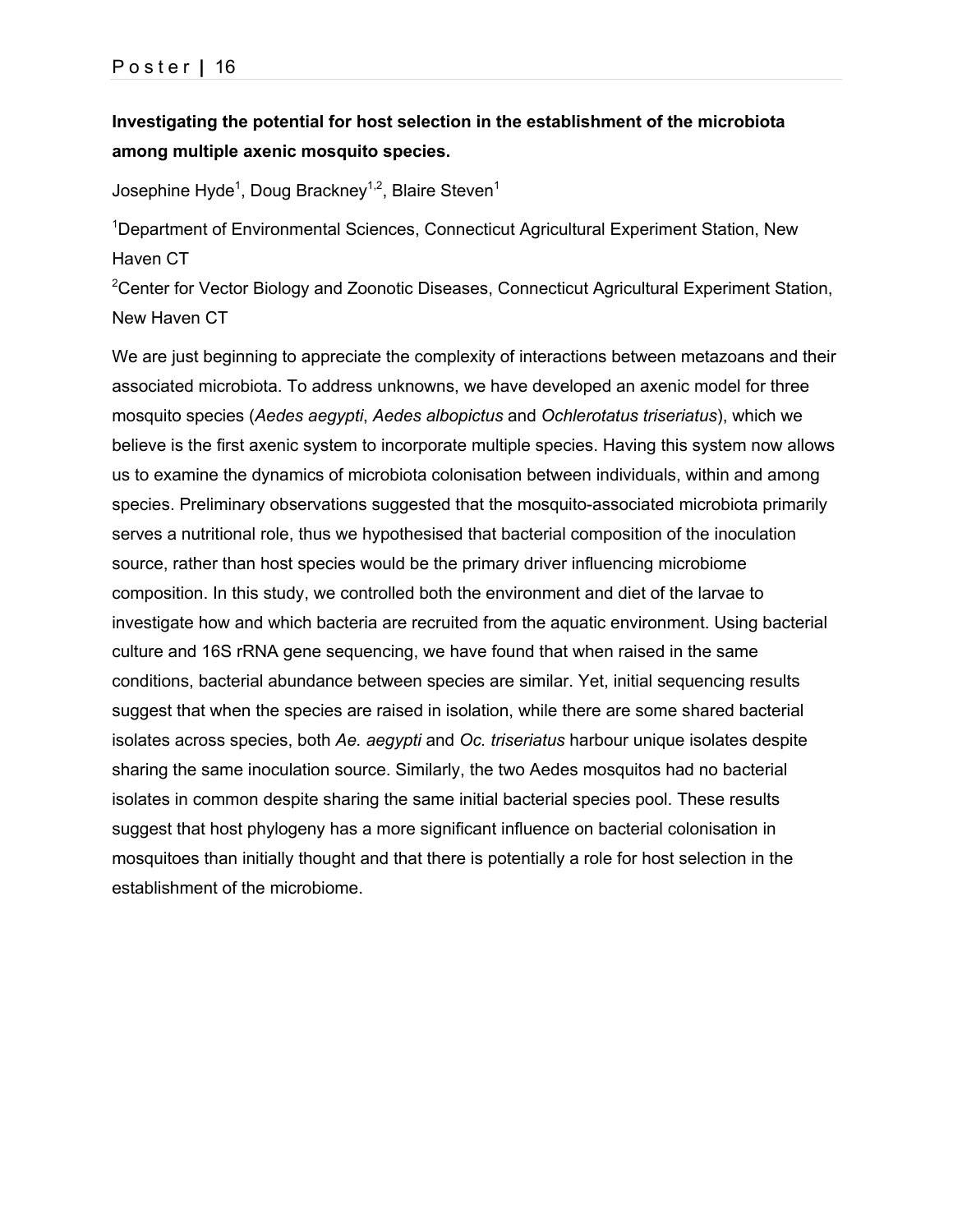**Investigating the potential for host selection in the establishment of the microbiota among multiple axenic mosquito species.**

Josephine Hyde[1], Doug Brackney[1,2], Blaire Steven[1]

[1]Department of Environmental Sciences, Connecticut Agricultural Experiment Station, New Haven CT

[2]Center for Vector Biology and Zoonotic Diseases, Connecticut Agricultural Experiment Station, New Haven CT

We are just beginning to appreciate the complexity of interactions between metazoans and their associated microbiota. To address unknowns, we have developed an axenic model for three mosquito species (*Aedes aegypti*, *Aedes albopictus* and *Ochlerotatus triseriatus*), which we believe is the first axenic system to incorporate multiple species. Having this system now allows us to examine the dynamics of microbiota colonisation between individuals, within and among species. Preliminary observations suggested that the mosquito-associated microbiota primarily serves a nutritional role, thus we hypothesised that bacterial composition of the inoculation source, rather than host species would be the primary driver influencing microbiome composition. In this study, we controlled both the environment and diet of the larvae to investigate how and which bacteria are recruited from the aquatic environment. Using bacterial culture and 16S rRNA gene sequencing, we have found that when raised in the same conditions, bacterial abundance between species are similar. Yet, initial sequencing results suggest that when the species are raised in isolation, while there are some shared bacterial isolates across species, both *Ae. aegypti* and *Oc. triseriatus* harbour unique isolates despite sharing the same inoculation source. Similarly, the two Aedes mosquitos had no bacterial isolates in common despite sharing the same initial bacterial species pool. These results suggest that host phylogeny has a more significant influence on bacterial colonisation in mosquitoes than initially thought and that there is potentially a role for host selection in the establishment of the microbiome.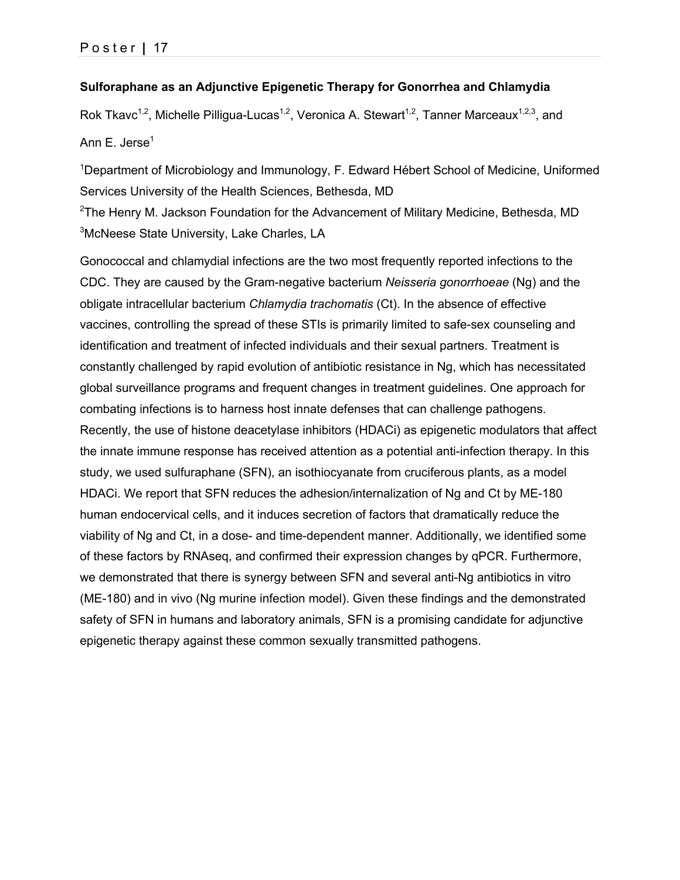## Sulforaphane as an Adjunctive Epigenetic Therapy for Gonorrhea and Chlamydia

Rok Tkavc[1,2], Michelle Pilligua-Lucas[1,2], Veronica A. Stewart[1,2], Tanner Marceaux[1,2,3], and Ann E. Jerse[1]

[1]Department of Microbiology and Immunology, F. Edward Hébert School of Medicine, Uniformed Services University of the Health Sciences, Bethesda, MD
[2]The Henry M. Jackson Foundation for the Advancement of Military Medicine, Bethesda, MD
[3]McNeese State University, Lake Charles, LA

Gonococcal and chlamydial infections are the two most frequently reported infections to the CDC. They are caused by the Gram-negative bacterium *Neisseria gonorrhoeae* (Ng) and the obligate intracellular bacterium *Chlamydia trachomatis* (Ct). In the absence of effective vaccines, controlling the spread of these STIs is primarily limited to safe-sex counseling and identification and treatment of infected individuals and their sexual partners. Treatment is constantly challenged by rapid evolution of antibiotic resistance in Ng, which has necessitated global surveillance programs and frequent changes in treatment guidelines. One approach for combating infections is to harness host innate defenses that can challenge pathogens. Recently, the use of histone deacetylase inhibitors (HDACi) as epigenetic modulators that affect the innate immune response has received attention as a potential anti-infection therapy. In this study, we used sulfuraphane (SFN), an isothiocyanate from cruciferous plants, as a model HDACi. We report that SFN reduces the adhesion/internalization of Ng and Ct by ME-180 human endocervical cells, and it induces secretion of factors that dramatically reduce the viability of Ng and Ct, in a dose- and time-dependent manner. Additionally, we identified some of these factors by RNAseq, and confirmed their expression changes by qPCR. Furthermore, we demonstrated that there is synergy between SFN and several anti-Ng antibiotics in vitro (ME-180) and in vivo (Ng murine infection model). Given these findings and the demonstrated safety of SFN in humans and laboratory animals, SFN is a promising candidate for adjunctive epigenetic therapy against these common sexually transmitted pathogens.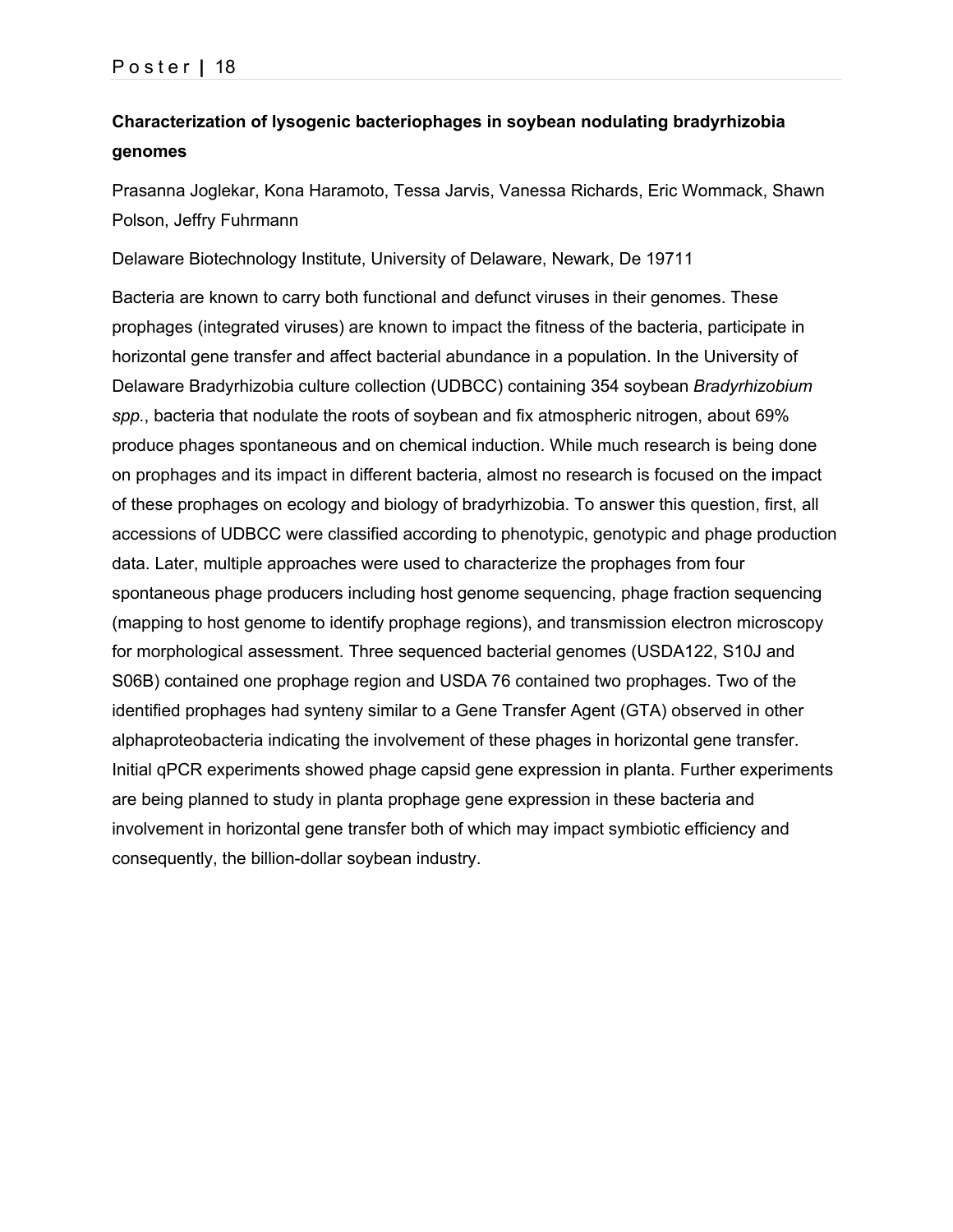## Characterization of lysogenic bacteriophages in soybean nodulating bradyrhizobia genomes

Prasanna Joglekar, Kona Haramoto, Tessa Jarvis, Vanessa Richards, Eric Wommack, Shawn Polson, Jeffry Fuhrmann

Delaware Biotechnology Institute, University of Delaware, Newark, De 19711

Bacteria are known to carry both functional and defunct viruses in their genomes. These prophages (integrated viruses) are known to impact the fitness of the bacteria, participate in horizontal gene transfer and affect bacterial abundance in a population. In the University of Delaware Bradyrhizobia culture collection (UDBCC) containing 354 soybean *Bradyrhizobium spp.*, bacteria that nodulate the roots of soybean and fix atmospheric nitrogen, about 69% produce phages spontaneous and on chemical induction. While much research is being done on prophages and its impact in different bacteria, almost no research is focused on the impact of these prophages on ecology and biology of bradyrhizobia. To answer this question, first, all accessions of UDBCC were classified according to phenotypic, genotypic and phage production data. Later, multiple approaches were used to characterize the prophages from four spontaneous phage producers including host genome sequencing, phage fraction sequencing (mapping to host genome to identify prophage regions), and transmission electron microscopy for morphological assessment. Three sequenced bacterial genomes (USDA122, S10J and S06B) contained one prophage region and USDA 76 contained two prophages. Two of the identified prophages had synteny similar to a Gene Transfer Agent (GTA) observed in other alphaproteobacteria indicating the involvement of these phages in horizontal gene transfer. Initial qPCR experiments showed phage capsid gene expression in planta. Further experiments are being planned to study in planta prophage gene expression in these bacteria and involvement in horizontal gene transfer both of which may impact symbiotic efficiency and consequently, the billion-dollar soybean industry.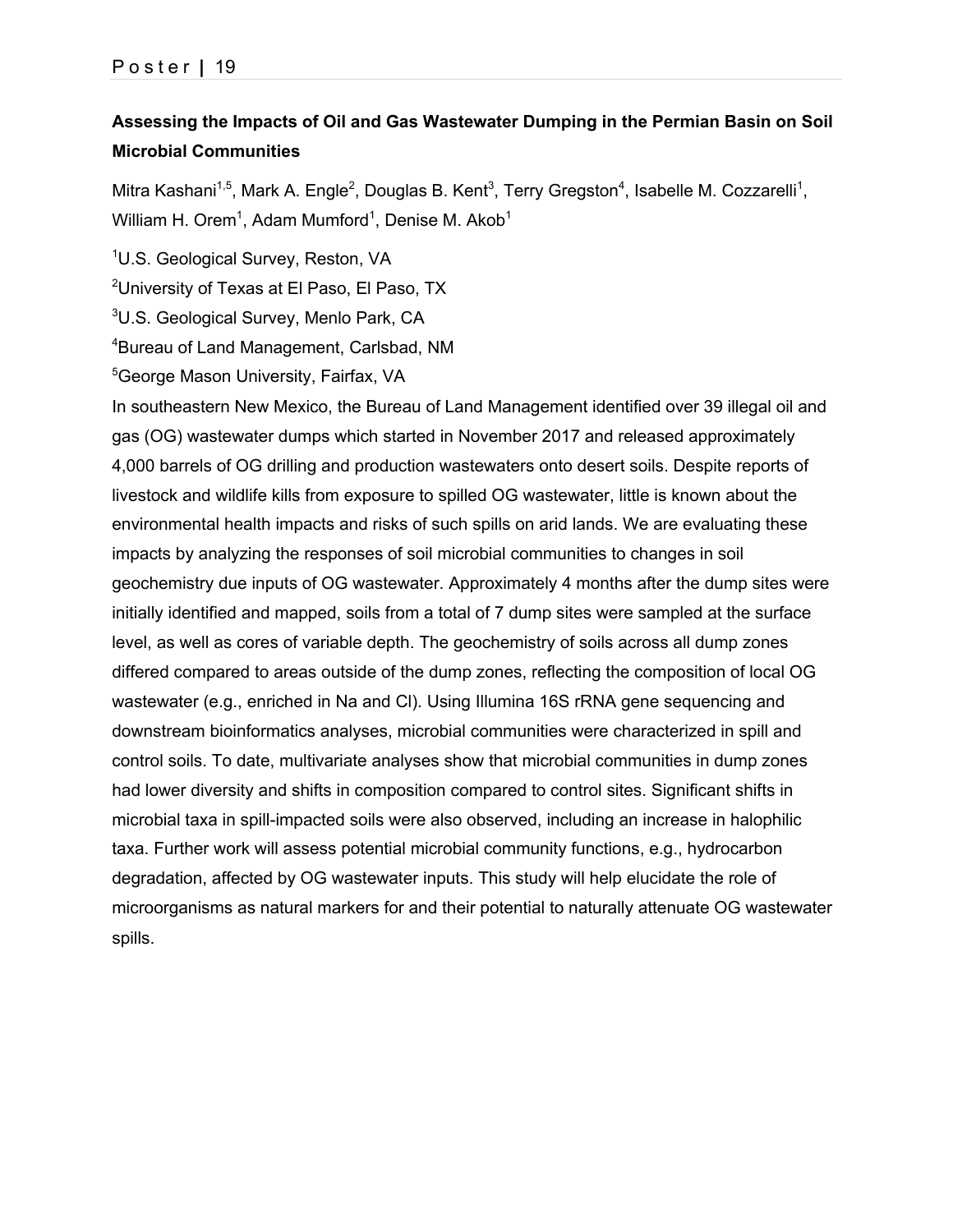## Assessing the Impacts of Oil and Gas Wastewater Dumping in the Permian Basin on Soil Microbial Communities

Mitra Kashani[1,5], Mark A. Engle[2], Douglas B. Kent[3], Terry Gregston[4], Isabelle M. Cozzarelli[1], William H. Orem[1], Adam Mumford[1], Denise M. Akob[1]

[1]U.S. Geological Survey, Reston, VA

[2]University of Texas at El Paso, El Paso, TX

[3]U.S. Geological Survey, Menlo Park, CA

[4]Bureau of Land Management, Carlsbad, NM

[5]George Mason University, Fairfax, VA

In southeastern New Mexico, the Bureau of Land Management identified over 39 illegal oil and gas (OG) wastewater dumps which started in November 2017 and released approximately 4,000 barrels of OG drilling and production wastewaters onto desert soils. Despite reports of livestock and wildlife kills from exposure to spilled OG wastewater, little is known about the environmental health impacts and risks of such spills on arid lands. We are evaluating these impacts by analyzing the responses of soil microbial communities to changes in soil geochemistry due inputs of OG wastewater. Approximately 4 months after the dump sites were initially identified and mapped, soils from a total of 7 dump sites were sampled at the surface level, as well as cores of variable depth. The geochemistry of soils across all dump zones differed compared to areas outside of the dump zones, reflecting the composition of local OG wastewater (e.g., enriched in Na and Cl). Using Illumina 16S rRNA gene sequencing and downstream bioinformatics analyses, microbial communities were characterized in spill and control soils. To date, multivariate analyses show that microbial communities in dump zones had lower diversity and shifts in composition compared to control sites. Significant shifts in microbial taxa in spill-impacted soils were also observed, including an increase in halophilic taxa. Further work will assess potential microbial community functions, e.g., hydrocarbon degradation, affected by OG wastewater inputs. This study will help elucidate the role of microorganisms as natural markers for and their potential to naturally attenuate OG wastewater spills.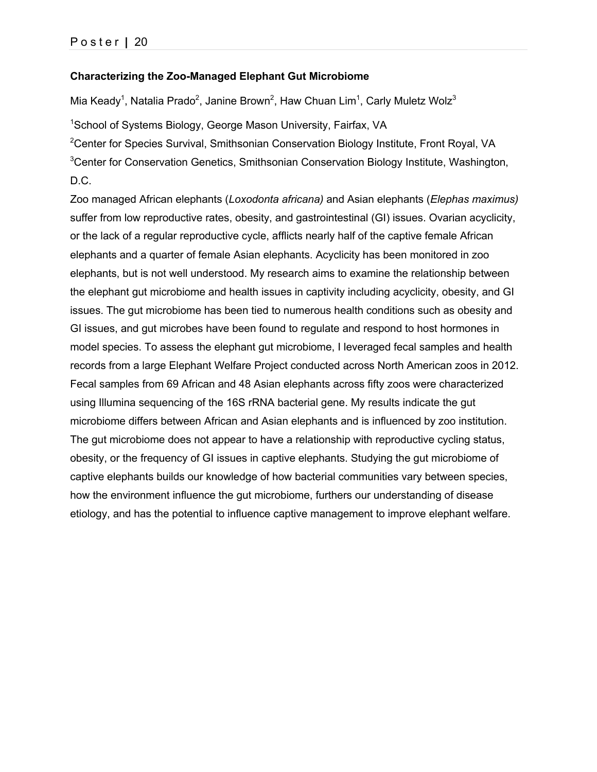Poster | 20

### Characterizing the Zoo-Managed Elephant Gut Microbiome

Mia Keady[1], Natalia Prado[2], Janine Brown[2], Haw Chuan Lim[1], Carly Muletz Wolz[3]

[1]School of Systems Biology, George Mason University, Fairfax, VA
[2]Center for Species Survival, Smithsonian Conservation Biology Institute, Front Royal, VA
[3]Center for Conservation Genetics, Smithsonian Conservation Biology Institute, Washington, D.C.

Zoo managed African elephants (*Loxodonta africana)* and Asian elephants (*Elephas maximus)* suffer from low reproductive rates, obesity, and gastrointestinal (GI) issues. Ovarian acyclicity, or the lack of a regular reproductive cycle, afflicts nearly half of the captive female African elephants and a quarter of female Asian elephants. Acyclicity has been monitored in zoo elephants, but is not well understood. My research aims to examine the relationship between the elephant gut microbiome and health issues in captivity including acyclicity, obesity, and GI issues. The gut microbiome has been tied to numerous health conditions such as obesity and GI issues, and gut microbes have been found to regulate and respond to host hormones in model species. To assess the elephant gut microbiome, I leveraged fecal samples and health records from a large Elephant Welfare Project conducted across North American zoos in 2012. Fecal samples from 69 African and 48 Asian elephants across fifty zoos were characterized using Illumina sequencing of the 16S rRNA bacterial gene. My results indicate the gut microbiome differs between African and Asian elephants and is influenced by zoo institution. The gut microbiome does not appear to have a relationship with reproductive cycling status, obesity, or the frequency of GI issues in captive elephants. Studying the gut microbiome of captive elephants builds our knowledge of how bacterial communities vary between species, how the environment influence the gut microbiome, furthers our understanding of disease etiology, and has the potential to influence captive management to improve elephant welfare.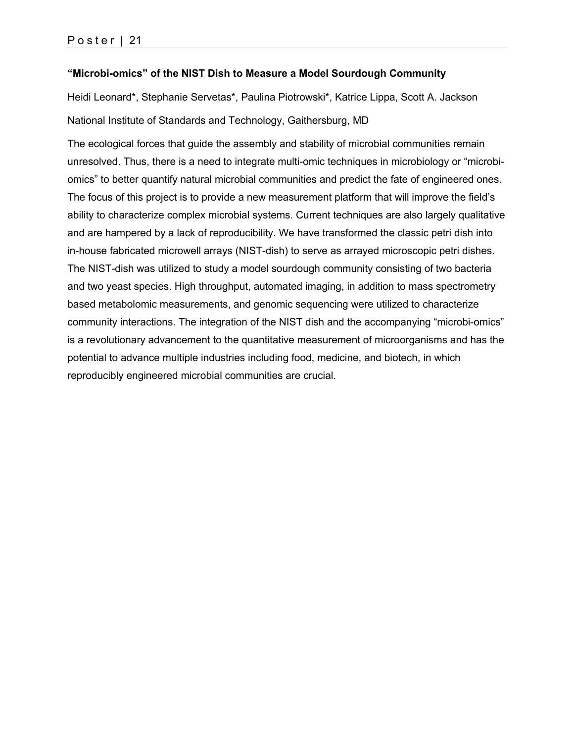### “Microbi-omics” of the NIST Dish to Measure a Model Sourdough Community

Heidi Leonard*, Stephanie Servetas*, Paulina Piotrowski*, Katrice Lippa, Scott A. Jackson

National Institute of Standards and Technology, Gaithersburg, MD

The ecological forces that guide the assembly and stability of microbial communities remain unresolved. Thus, there is a need to integrate multi-omic techniques in microbiology or “microbi-omics” to better quantify natural microbial communities and predict the fate of engineered ones. The focus of this project is to provide a new measurement platform that will improve the field’s ability to characterize complex microbial systems. Current techniques are also largely qualitative and are hampered by a lack of reproducibility. We have transformed the classic petri dish into in-house fabricated microwell arrays (NIST-dish) to serve as arrayed microscopic petri dishes. The NIST-dish was utilized to study a model sourdough community consisting of two bacteria and two yeast species. High throughput, automated imaging, in addition to mass spectrometry based metabolomic measurements, and genomic sequencing were utilized to characterize community interactions. The integration of the NIST dish and the accompanying “microbi-omics” is a revolutionary advancement to the quantitative measurement of microorganisms and has the potential to advance multiple industries including food, medicine, and biotech, in which reproducibly engineered microbial communities are crucial.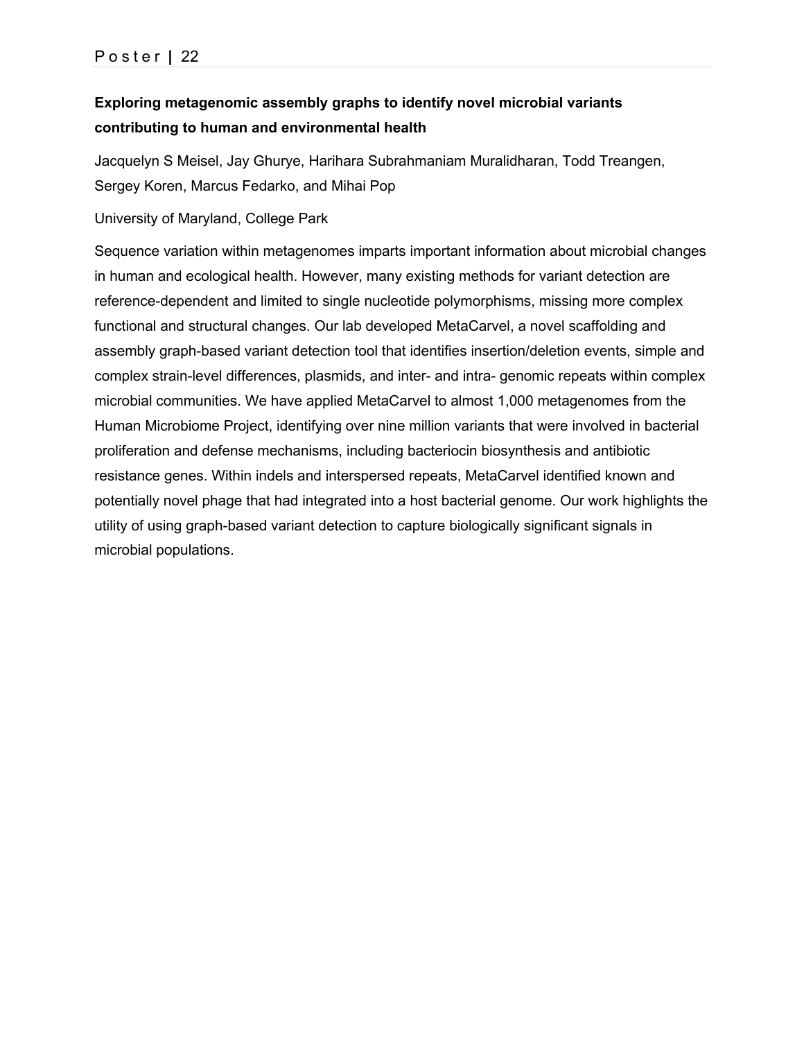## Exploring metagenomic assembly graphs to identify novel microbial variants contributing to human and environmental health

Jacquelyn S Meisel, Jay Ghurye, Harihara Subrahmaniam Muralidharan, Todd Treangen, Sergey Koren, Marcus Fedarko, and Mihai Pop

University of Maryland, College Park

Sequence variation within metagenomes imparts important information about microbial changes in human and ecological health. However, many existing methods for variant detection are reference-dependent and limited to single nucleotide polymorphisms, missing more complex functional and structural changes. Our lab developed MetaCarvel, a novel scaffolding and assembly graph-based variant detection tool that identifies insertion/deletion events, simple and complex strain-level differences, plasmids, and inter- and intra- genomic repeats within complex microbial communities. We have applied MetaCarvel to almost 1,000 metagenomes from the Human Microbiome Project, identifying over nine million variants that were involved in bacterial proliferation and defense mechanisms, including bacteriocin biosynthesis and antibiotic resistance genes. Within indels and interspersed repeats, MetaCarvel identified known and potentially novel phage that had integrated into a host bacterial genome. Our work highlights the utility of using graph-based variant detection to capture biologically significant signals in microbial populations.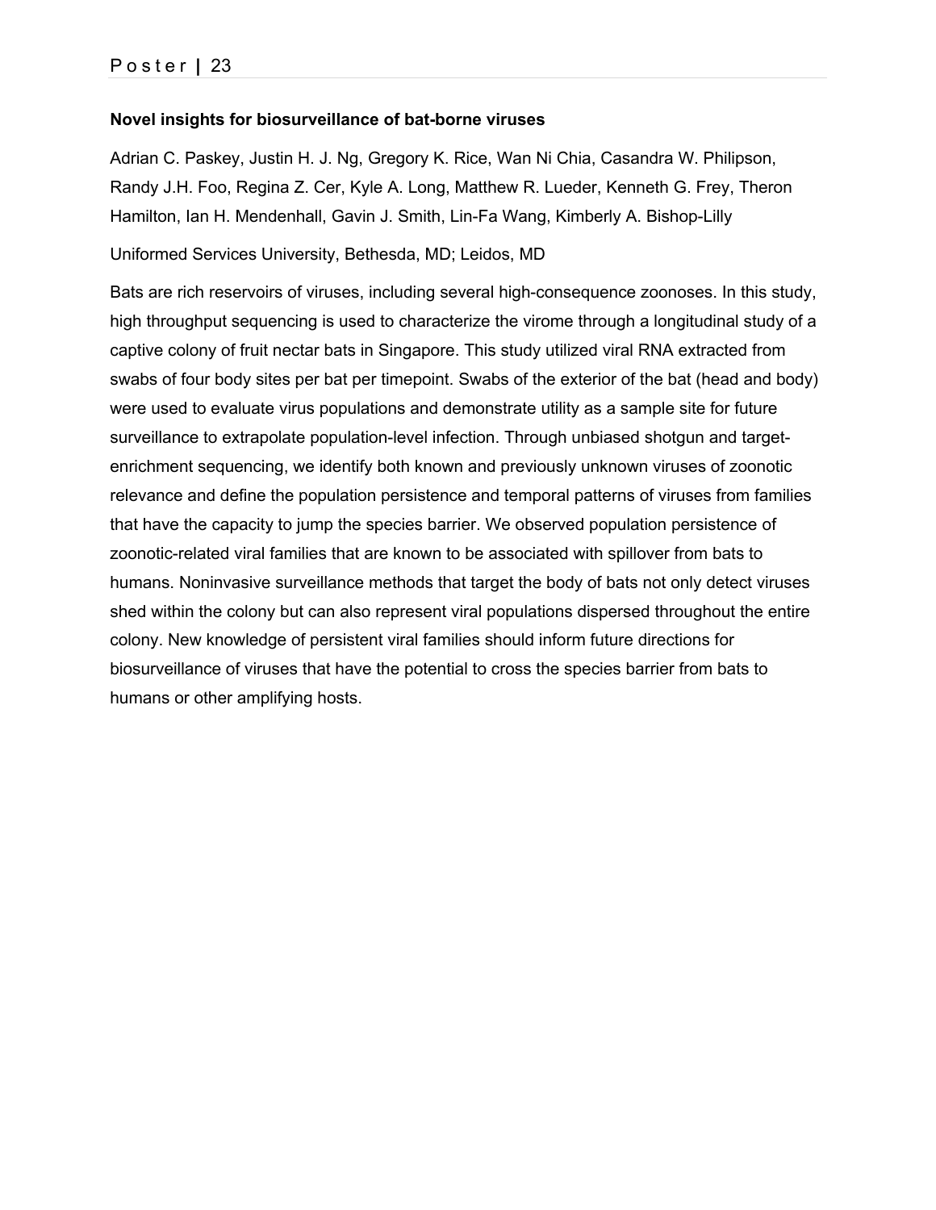### Novel insights for biosurveillance of bat-borne viruses

Adrian C. Paskey, Justin H. J. Ng, Gregory K. Rice, Wan Ni Chia, Casandra W. Philipson, Randy J.H. Foo, Regina Z. Cer, Kyle A. Long, Matthew R. Lueder, Kenneth G. Frey, Theron Hamilton, Ian H. Mendenhall, Gavin J. Smith, Lin-Fa Wang, Kimberly A. Bishop-Lilly

Uniformed Services University, Bethesda, MD; Leidos, MD

Bats are rich reservoirs of viruses, including several high-consequence zoonoses. In this study, high throughput sequencing is used to characterize the virome through a longitudinal study of a captive colony of fruit nectar bats in Singapore. This study utilized viral RNA extracted from swabs of four body sites per bat per timepoint. Swabs of the exterior of the bat (head and body) were used to evaluate virus populations and demonstrate utility as a sample site for future surveillance to extrapolate population-level infection. Through unbiased shotgun and target-enrichment sequencing, we identify both known and previously unknown viruses of zoonotic relevance and define the population persistence and temporal patterns of viruses from families that have the capacity to jump the species barrier. We observed population persistence of zoonotic-related viral families that are known to be associated with spillover from bats to humans. Noninvasive surveillance methods that target the body of bats not only detect viruses shed within the colony but can also represent viral populations dispersed throughout the entire colony. New knowledge of persistent viral families should inform future directions for biosurveillance of viruses that have the potential to cross the species barrier from bats to humans or other amplifying hosts.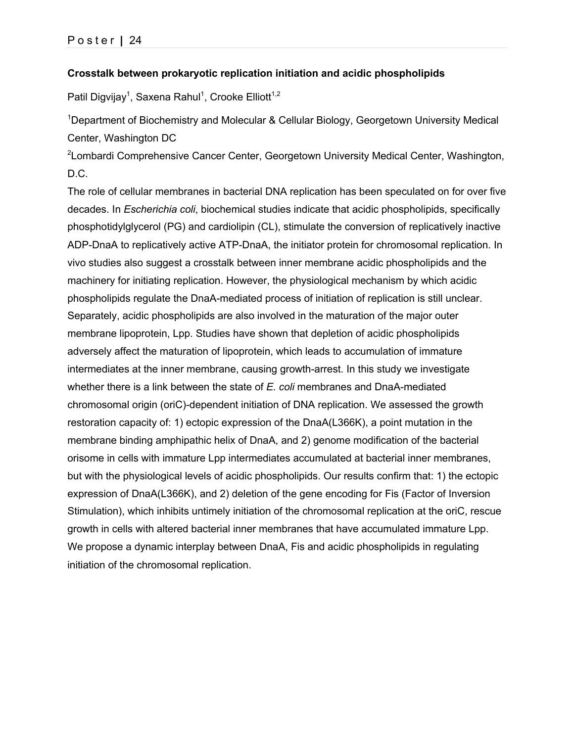### Crosstalk between prokaryotic replication initiation and acidic phospholipids

Patil Digvijay[1], Saxena Rahul[1], Crooke Elliott[1,2]

[1]Department of Biochemistry and Molecular & Cellular Biology, Georgetown University Medical Center, Washington DC

[2]Lombardi Comprehensive Cancer Center, Georgetown University Medical Center, Washington, D.C.

The role of cellular membranes in bacterial DNA replication has been speculated on for over five decades. In *Escherichia coli*, biochemical studies indicate that acidic phospholipids, specifically phosphotidylglycerol (PG) and cardiolipin (CL), stimulate the conversion of replicatively inactive ADP-DnaA to replicatively active ATP-DnaA, the initiator protein for chromosomal replication. In vivo studies also suggest a crosstalk between inner membrane acidic phospholipids and the machinery for initiating replication. However, the physiological mechanism by which acidic phospholipids regulate the DnaA-mediated process of initiation of replication is still unclear. Separately, acidic phospholipids are also involved in the maturation of the major outer membrane lipoprotein, Lpp. Studies have shown that depletion of acidic phospholipids adversely affect the maturation of lipoprotein, which leads to accumulation of immature intermediates at the inner membrane, causing growth-arrest. In this study we investigate whether there is a link between the state of *E. coli* membranes and DnaA-mediated chromosomal origin (oriC)-dependent initiation of DNA replication. We assessed the growth restoration capacity of: 1) ectopic expression of the DnaA(L366K), a point mutation in the membrane binding amphipathic helix of DnaA, and 2) genome modification of the bacterial orisome in cells with immature Lpp intermediates accumulated at bacterial inner membranes, but with the physiological levels of acidic phospholipids. Our results confirm that: 1) the ectopic expression of DnaA(L366K), and 2) deletion of the gene encoding for Fis (Factor of Inversion Stimulation), which inhibits untimely initiation of the chromosomal replication at the oriC, rescue growth in cells with altered bacterial inner membranes that have accumulated immature Lpp. We propose a dynamic interplay between DnaA, Fis and acidic phospholipids in regulating initiation of the chromosomal replication.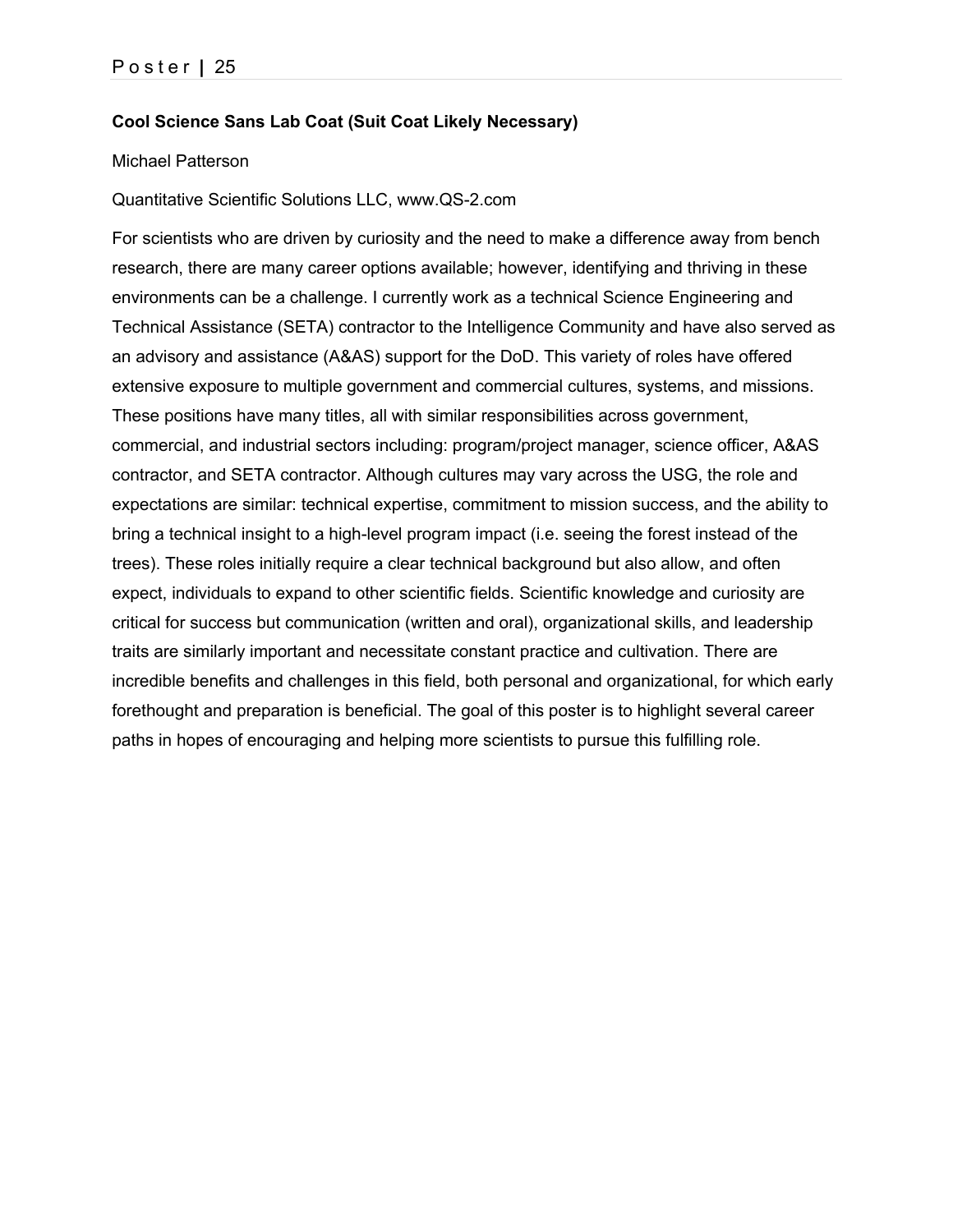## Cool Science Sans Lab Coat (Suit Coat Likely Necessary)

Michael Patterson

Quantitative Scientific Solutions LLC, www.QS-2.com

For scientists who are driven by curiosity and the need to make a difference away from bench research, there are many career options available; however, identifying and thriving in these environments can be a challenge. I currently work as a technical Science Engineering and Technical Assistance (SETA) contractor to the Intelligence Community and have also served as an advisory and assistance (A&AS) support for the DoD. This variety of roles have offered extensive exposure to multiple government and commercial cultures, systems, and missions. These positions have many titles, all with similar responsibilities across government, commercial, and industrial sectors including: program/project manager, science officer, A&AS contractor, and SETA contractor. Although cultures may vary across the USG, the role and expectations are similar: technical expertise, commitment to mission success, and the ability to bring a technical insight to a high-level program impact (i.e. seeing the forest instead of the trees). These roles initially require a clear technical background but also allow, and often expect, individuals to expand to other scientific fields. Scientific knowledge and curiosity are critical for success but communication (written and oral), organizational skills, and leadership traits are similarly important and necessitate constant practice and cultivation. There are incredible benefits and challenges in this field, both personal and organizational, for which early forethought and preparation is beneficial. The goal of this poster is to highlight several career paths in hopes of encouraging and helping more scientists to pursue this fulfilling role.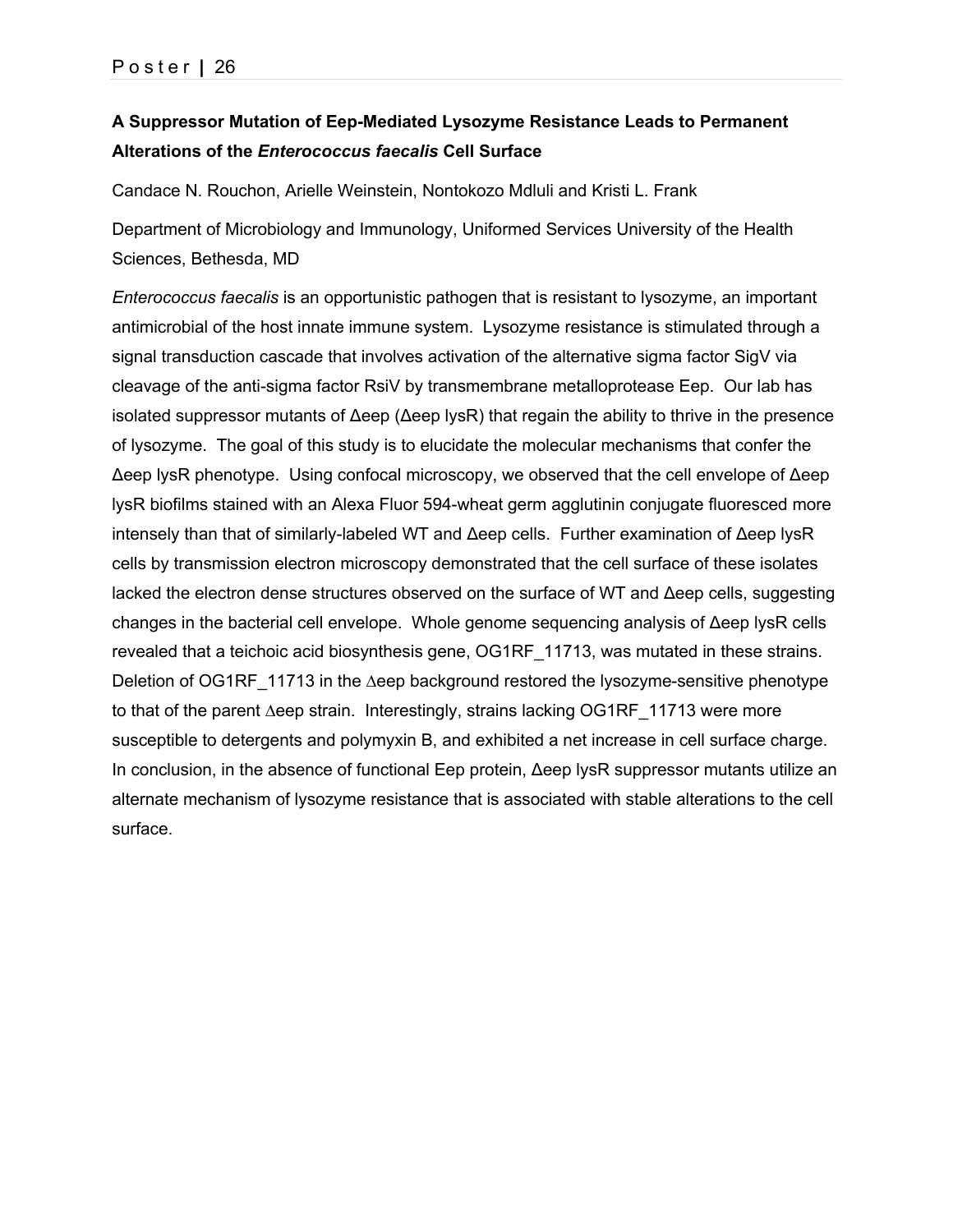**A Suppressor Mutation of Eep-Mediated Lysozyme Resistance Leads to Permanent Alterations of the *Enterococcus faecalis* Cell Surface**

Candace N. Rouchon, Arielle Weinstein, Nontokozo Mdluli and Kristi L. Frank

Department of Microbiology and Immunology, Uniformed Services University of the Health Sciences, Bethesda, MD

*Enterococcus faecalis* is an opportunistic pathogen that is resistant to lysozyme, an important antimicrobial of the host innate immune system. Lysozyme resistance is stimulated through a signal transduction cascade that involves activation of the alternative sigma factor SigV via cleavage of the anti-sigma factor RsiV by transmembrane metalloprotease Eep. Our lab has isolated suppressor mutants of Δeep (Δeep lysR) that regain the ability to thrive in the presence of lysozyme. The goal of this study is to elucidate the molecular mechanisms that confer the Δeep lysR phenotype. Using confocal microscopy, we observed that the cell envelope of Δeep lysR biofilms stained with an Alexa Fluor 594-wheat germ agglutinin conjugate fluoresced more intensely than that of similarly-labeled WT and Δeep cells. Further examination of Δeep lysR cells by transmission electron microscopy demonstrated that the cell surface of these isolates lacked the electron dense structures observed on the surface of WT and Δeep cells, suggesting changes in the bacterial cell envelope. Whole genome sequencing analysis of Δeep lysR cells revealed that a teichoic acid biosynthesis gene, OG1RF_11713, was mutated in these strains. Deletion of OG1RF_11713 in the ∆eep background restored the lysozyme-sensitive phenotype to that of the parent ∆eep strain. Interestingly, strains lacking OG1RF_11713 were more susceptible to detergents and polymyxin B, and exhibited a net increase in cell surface charge. In conclusion, in the absence of functional Eep protein, Δeep lysR suppressor mutants utilize an alternate mechanism of lysozyme resistance that is associated with stable alterations to the cell surface.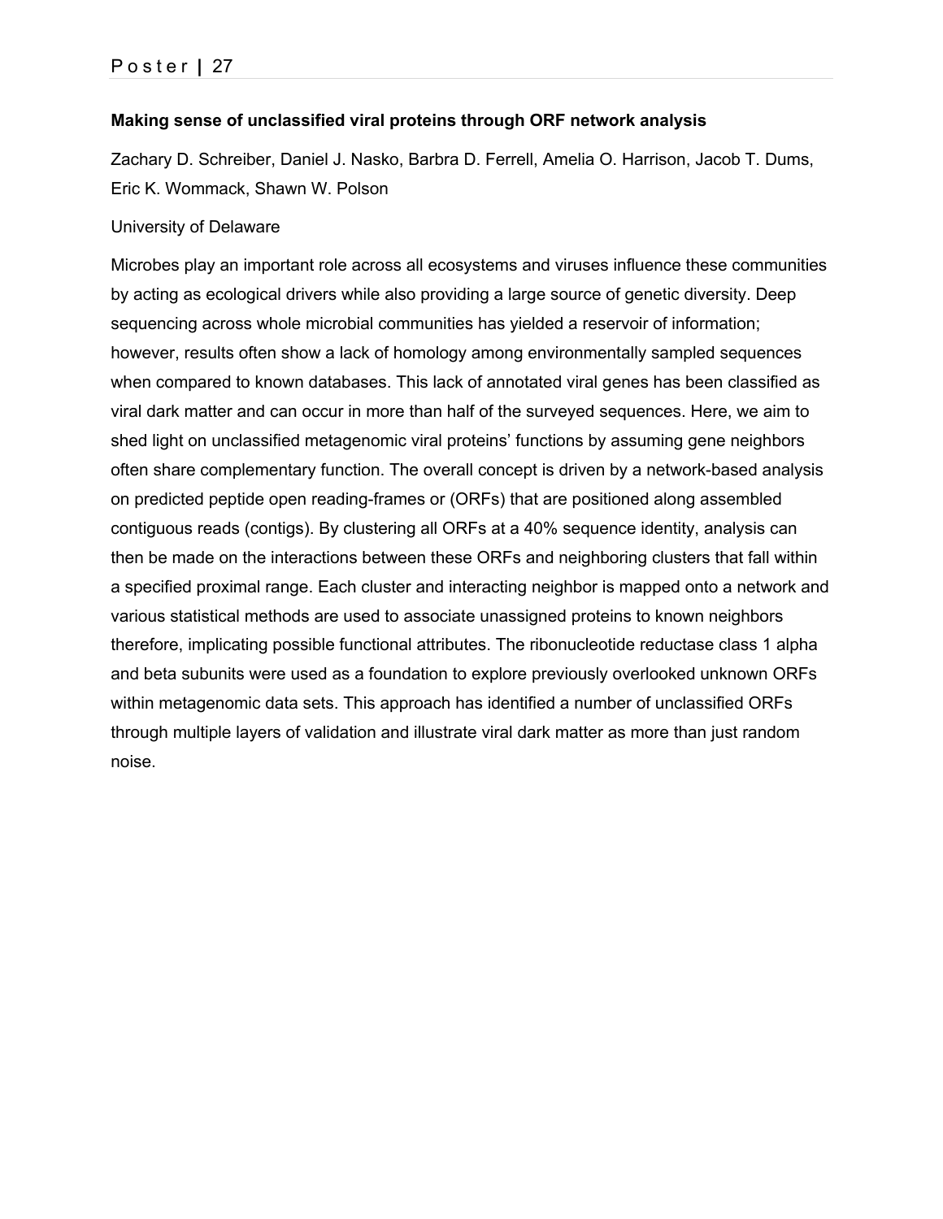### Making sense of unclassified viral proteins through ORF network analysis

Zachary D. Schreiber, Daniel J. Nasko, Barbra D. Ferrell, Amelia O. Harrison, Jacob T. Dums, Eric K. Wommack, Shawn W. Polson

University of Delaware

Microbes play an important role across all ecosystems and viruses influence these communities by acting as ecological drivers while also providing a large source of genetic diversity. Deep sequencing across whole microbial communities has yielded a reservoir of information; however, results often show a lack of homology among environmentally sampled sequences when compared to known databases. This lack of annotated viral genes has been classified as viral dark matter and can occur in more than half of the surveyed sequences. Here, we aim to shed light on unclassified metagenomic viral proteins' functions by assuming gene neighbors often share complementary function. The overall concept is driven by a network-based analysis on predicted peptide open reading-frames or (ORFs) that are positioned along assembled contiguous reads (contigs). By clustering all ORFs at a 40% sequence identity, analysis can then be made on the interactions between these ORFs and neighboring clusters that fall within a specified proximal range. Each cluster and interacting neighbor is mapped onto a network and various statistical methods are used to associate unassigned proteins to known neighbors therefore, implicating possible functional attributes. The ribonucleotide reductase class 1 alpha and beta subunits were used as a foundation to explore previously overlooked unknown ORFs within metagenomic data sets. This approach has identified a number of unclassified ORFs through multiple layers of validation and illustrate viral dark matter as more than just random noise.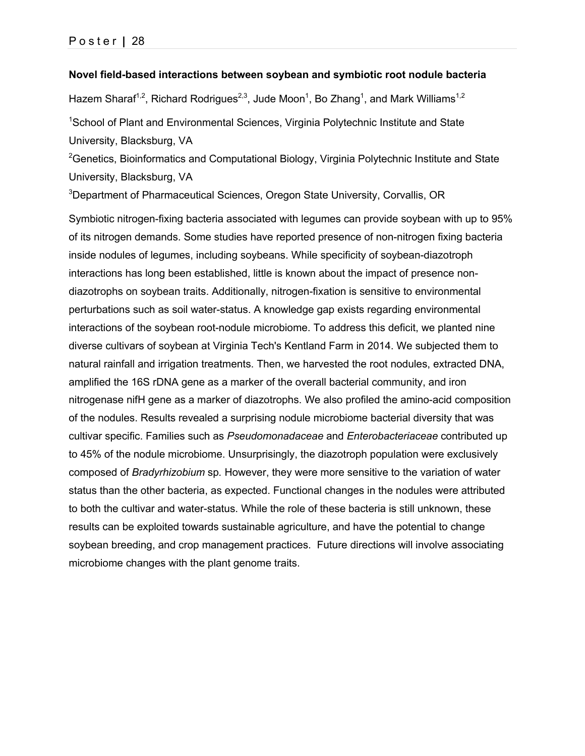**Novel field-based interactions between soybean and symbiotic root nodule bacteria**

Hazem Sharaf[1,2], Richard Rodrigues[2,3], Jude Moon[1], Bo Zhang[1], and Mark Williams[1,2]

[1]School of Plant and Environmental Sciences, Virginia Polytechnic Institute and State University, Blacksburg, VA

[2]Genetics, Bioinformatics and Computational Biology, Virginia Polytechnic Institute and State University, Blacksburg, VA

[3]Department of Pharmaceutical Sciences, Oregon State University, Corvallis, OR

Symbiotic nitrogen-fixing bacteria associated with legumes can provide soybean with up to 95% of its nitrogen demands. Some studies have reported presence of non-nitrogen fixing bacteria inside nodules of legumes, including soybeans. While specificity of soybean-diazotroph interactions has long been established, little is known about the impact of presence non-diazotrophs on soybean traits. Additionally, nitrogen-fixation is sensitive to environmental perturbations such as soil water-status. A knowledge gap exists regarding environmental interactions of the soybean root-nodule microbiome. To address this deficit, we planted nine diverse cultivars of soybean at Virginia Tech's Kentland Farm in 2014. We subjected them to natural rainfall and irrigation treatments. Then, we harvested the root nodules, extracted DNA, amplified the 16S rDNA gene as a marker of the overall bacterial community, and iron nitrogenase nifH gene as a marker of diazotrophs. We also profiled the amino-acid composition of the nodules. Results revealed a surprising nodule microbiome bacterial diversity that was cultivar specific. Families such as *Pseudomonadaceae* and *Enterobacteriaceae* contributed up to 45% of the nodule microbiome. Unsurprisingly, the diazotroph population were exclusively composed of *Bradyrhizobium* sp. However, they were more sensitive to the variation of water status than the other bacteria, as expected. Functional changes in the nodules were attributed to both the cultivar and water-status. While the role of these bacteria is still unknown, these results can be exploited towards sustainable agriculture, and have the potential to change soybean breeding, and crop management practices. Future directions will involve associating microbiome changes with the plant genome traits.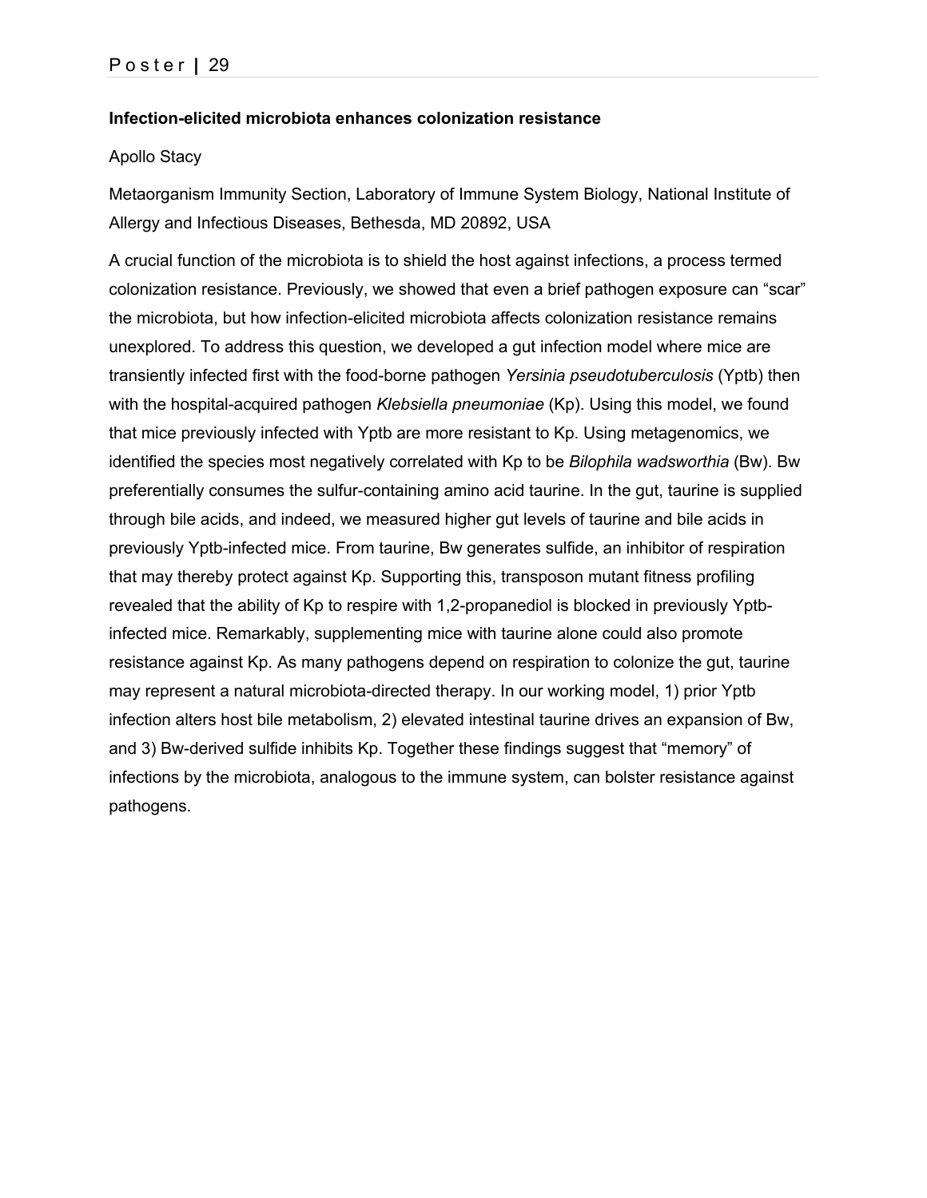### Infection-elicited microbiota enhances colonization resistance

Apollo Stacy

Metaorganism Immunity Section, Laboratory of Immune System Biology, National Institute of Allergy and Infectious Diseases, Bethesda, MD 20892, USA

A crucial function of the microbiota is to shield the host against infections, a process termed colonization resistance. Previously, we showed that even a brief pathogen exposure can "scar" the microbiota, but how infection-elicited microbiota affects colonization resistance remains unexplored. To address this question, we developed a gut infection model where mice are transiently infected first with the food-borne pathogen *Yersinia pseudotuberculosis* (Yptb) then with the hospital-acquired pathogen *Klebsiella pneumoniae* (Kp). Using this model, we found that mice previously infected with Yptb are more resistant to Kp. Using metagenomics, we identified the species most negatively correlated with Kp to be *Bilophila wadsworthia* (Bw). Bw preferentially consumes the sulfur-containing amino acid taurine. In the gut, taurine is supplied through bile acids, and indeed, we measured higher gut levels of taurine and bile acids in previously Yptb-infected mice. From taurine, Bw generates sulfide, an inhibitor of respiration that may thereby protect against Kp. Supporting this, transposon mutant fitness profiling revealed that the ability of Kp to respire with 1,2-propanediol is blocked in previously Yptb-infected mice. Remarkably, supplementing mice with taurine alone could also promote resistance against Kp. As many pathogens depend on respiration to colonize the gut, taurine may represent a natural microbiota-directed therapy. In our working model, 1) prior Yptb infection alters host bile metabolism, 2) elevated intestinal taurine drives an expansion of Bw, and 3) Bw-derived sulfide inhibits Kp. Together these findings suggest that "memory" of infections by the microbiota, analogous to the immune system, can bolster resistance against pathogens.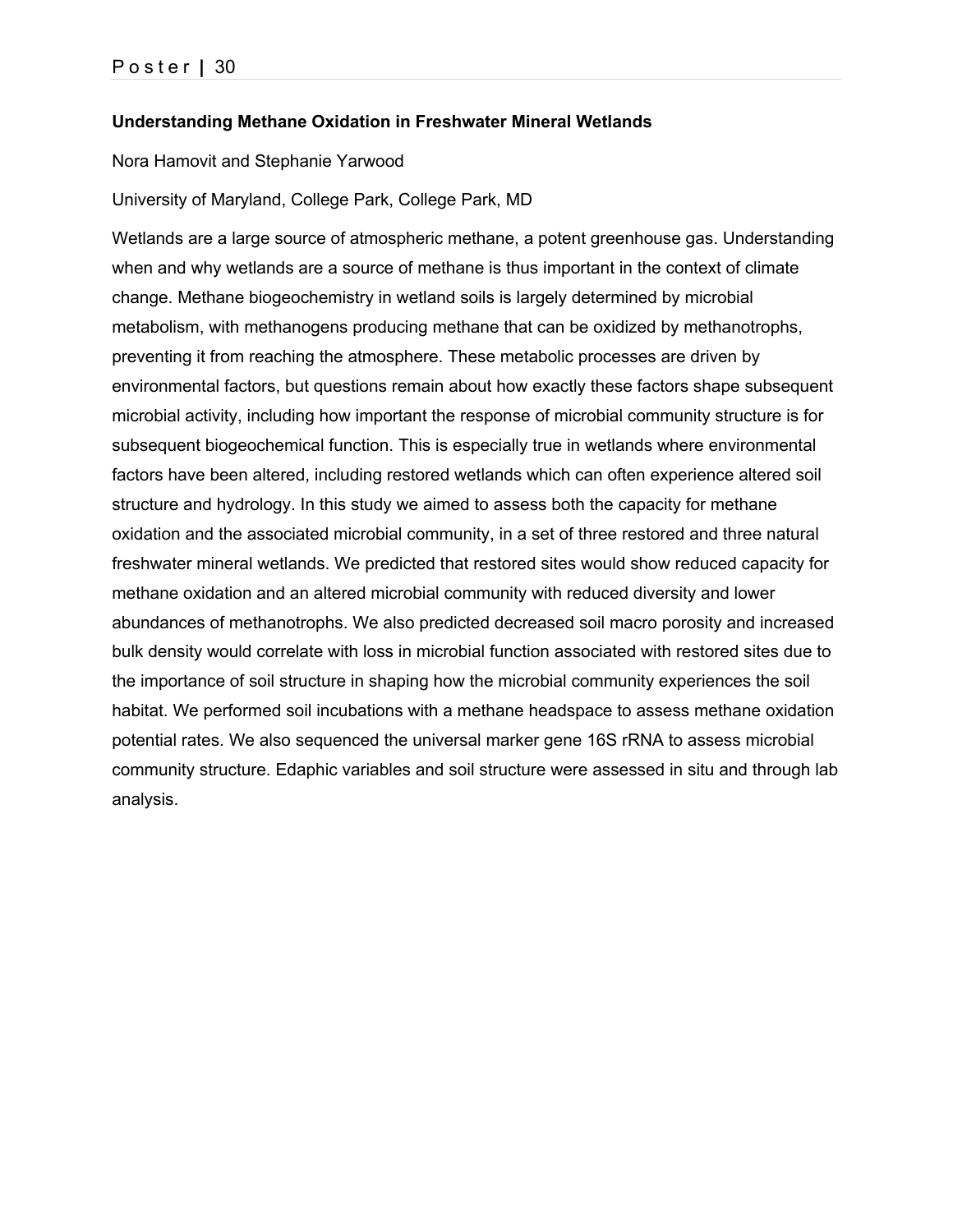**Understanding Methane Oxidation in Freshwater Mineral Wetlands**

Nora Hamovit and Stephanie Yarwood

University of Maryland, College Park, College Park, MD

Wetlands are a large source of atmospheric methane, a potent greenhouse gas. Understanding when and why wetlands are a source of methane is thus important in the context of climate change. Methane biogeochemistry in wetland soils is largely determined by microbial metabolism, with methanogens producing methane that can be oxidized by methanotrophs, preventing it from reaching the atmosphere. These metabolic processes are driven by environmental factors, but questions remain about how exactly these factors shape subsequent microbial activity, including how important the response of microbial community structure is for subsequent biogeochemical function. This is especially true in wetlands where environmental factors have been altered, including restored wetlands which can often experience altered soil structure and hydrology. In this study we aimed to assess both the capacity for methane oxidation and the associated microbial community, in a set of three restored and three natural freshwater mineral wetlands. We predicted that restored sites would show reduced capacity for methane oxidation and an altered microbial community with reduced diversity and lower abundances of methanotrophs. We also predicted decreased soil macro porosity and increased bulk density would correlate with loss in microbial function associated with restored sites due to the importance of soil structure in shaping how the microbial community experiences the soil habitat. We performed soil incubations with a methane headspace to assess methane oxidation potential rates. We also sequenced the universal marker gene 16S rRNA to assess microbial community structure. Edaphic variables and soil structure were assessed in situ and through lab analysis.